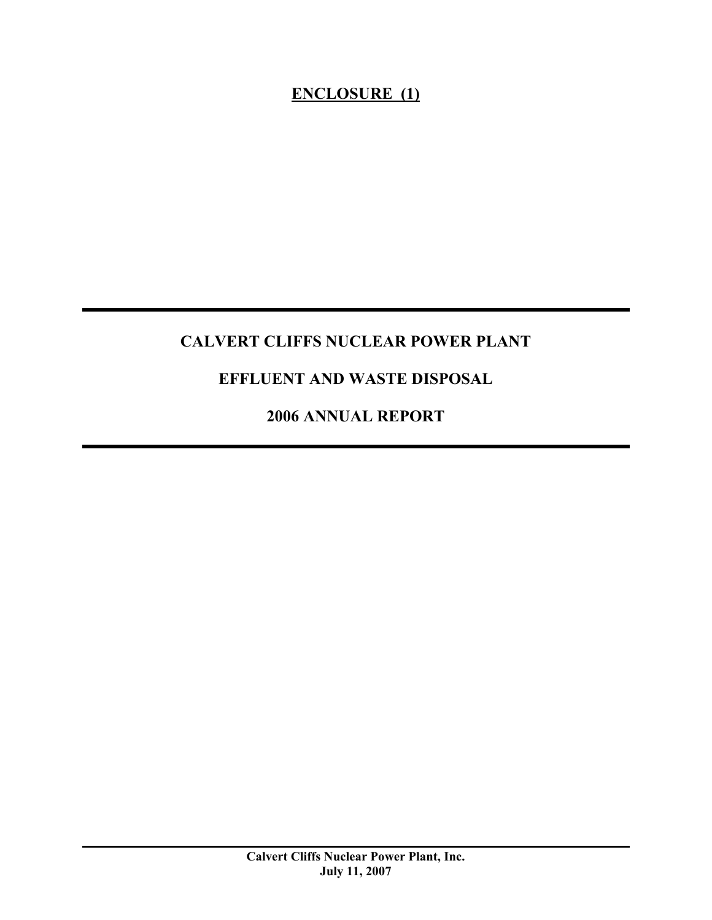**ENCLOSURE (1)**

---

# CALVERT CLIFFS NUCLEAR POWER PLANT

# EFFLUENT AND WASTE DISPOSAL

# 2006 ANNUAL REPORT

---

---

**Calvert Cliffs Nuclear Power Plant, Inc.**
**July 11, 2007**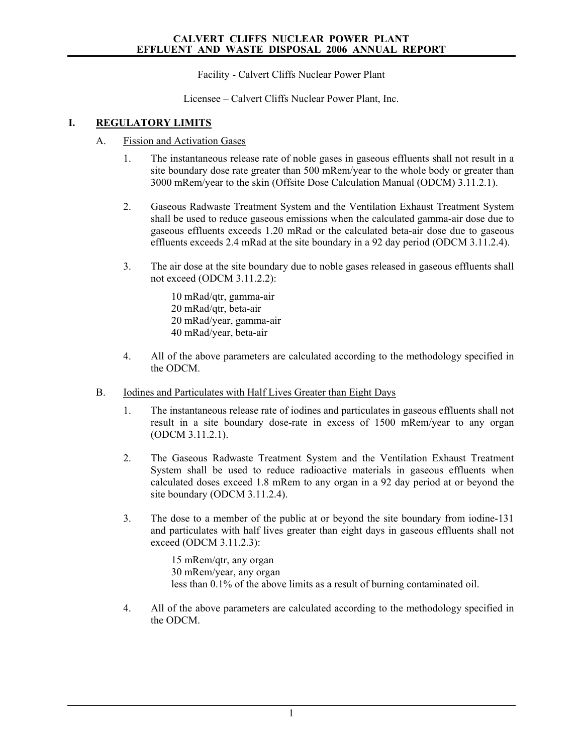Facility - Calvert Cliffs Nuclear Power Plant

Licensee – Calvert Cliffs Nuclear Power Plant, Inc.

## I. REGULATORY LIMITS

### A. Fission and Activation Gases

1. The instantaneous release rate of noble gases in gaseous effluents shall not result in a site boundary dose rate greater than 500 mRem/year to the whole body or greater than 3000 mRem/year to the skin (Offsite Dose Calculation Manual (ODCM) 3.11.2.1).

2. Gaseous Radwaste Treatment System and the Ventilation Exhaust Treatment System shall be used to reduce gaseous emissions when the calculated gamma-air dose due to gaseous effluents exceeds 1.20 mRad or the calculated beta-air dose due to gaseous effluents exceeds 2.4 mRad at the site boundary in a 92 day period (ODCM 3.11.2.4).

3. The air dose at the site boundary due to noble gases released in gaseous effluents shall not exceed (ODCM 3.11.2.2):

   10 mRad/qtr, gamma-air
   20 mRad/qtr, beta-air
   20 mRad/year, gamma-air
   40 mRad/year, beta-air

4. All of the above parameters are calculated according to the methodology specified in the ODCM.

### B. Iodines and Particulates with Half Lives Greater than Eight Days

1. The instantaneous release rate of iodines and particulates in gaseous effluents shall not result in a site boundary dose-rate in excess of 1500 mRem/year to any organ (ODCM 3.11.2.1).

2. The Gaseous Radwaste Treatment System and the Ventilation Exhaust Treatment System shall be used to reduce radioactive materials in gaseous effluents when calculated doses exceed 1.8 mRem to any organ in a 92 day period at or beyond the site boundary (ODCM 3.11.2.4).

3. The dose to a member of the public at or beyond the site boundary from iodine-131 and particulates with half lives greater than eight days in gaseous effluents shall not exceed (ODCM 3.11.2.3):

   15 mRem/qtr, any organ
   30 mRem/year, any organ
   less than 0.1% of the above limits as a result of burning contaminated oil.

4. All of the above parameters are calculated according to the methodology specified in the ODCM.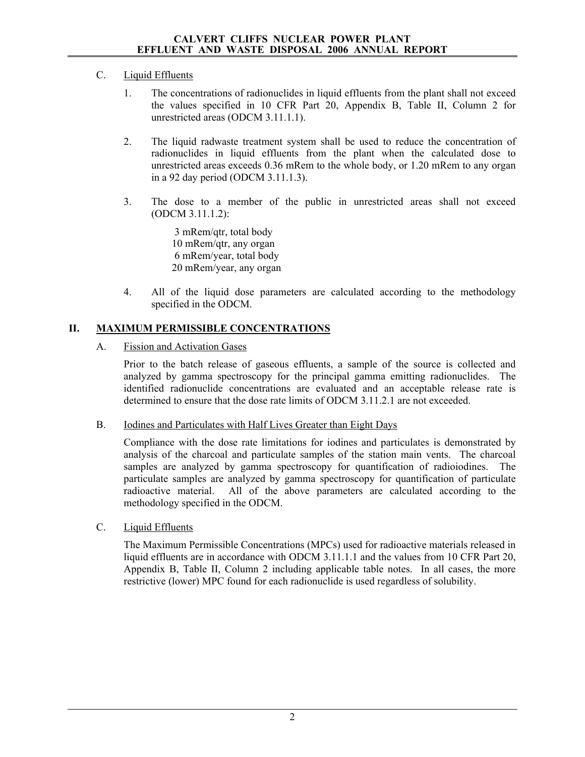C. Liquid Effluents

1. The concentrations of radionuclides in liquid effluents from the plant shall not exceed the values specified in 10 CFR Part 20, Appendix B, Table II, Column 2 for unrestricted areas (ODCM 3.11.1.1).

2. The liquid radwaste treatment system shall be used to reduce the concentration of radionuclides in liquid effluents from the plant when the calculated dose to unrestricted areas exceeds 0.36 mRem to the whole body, or 1.20 mRem to any organ in a 92 day period (ODCM 3.11.1.3).

3. The dose to a member of the public in unrestricted areas shall not exceed (ODCM 3.11.1.2):

   3 mRem/qtr, total body
   10 mRem/qtr, any organ
   6 mRem/year, total body
   20 mRem/year, any organ

4. All of the liquid dose parameters are calculated according to the methodology specified in the ODCM.

## II. MAXIMUM PERMISSIBLE CONCENTRATIONS

A. Fission and Activation Gases

Prior to the batch release of gaseous effluents, a sample of the source is collected and analyzed by gamma spectroscopy for the principal gamma emitting radionuclides. The identified radionuclide concentrations are evaluated and an acceptable release rate is determined to ensure that the dose rate limits of ODCM 3.11.2.1 are not exceeded.

B. Iodines and Particulates with Half Lives Greater than Eight Days

Compliance with the dose rate limitations for iodines and particulates is demonstrated by analysis of the charcoal and particulate samples of the station main vents. The charcoal samples are analyzed by gamma spectroscopy for quantification of radioiodines. The particulate samples are analyzed by gamma spectroscopy for quantification of particulate radioactive material. All of the above parameters are calculated according to the methodology specified in the ODCM.

C. Liquid Effluents

The Maximum Permissible Concentrations (MPCs) used for radioactive materials released in liquid effluents are in accordance with ODCM 3.11.1.1 and the values from 10 CFR Part 20, Appendix B, Table II, Column 2 including applicable table notes. In all cases, the more restrictive (lower) MPC found for each radionuclide is used regardless of solubility.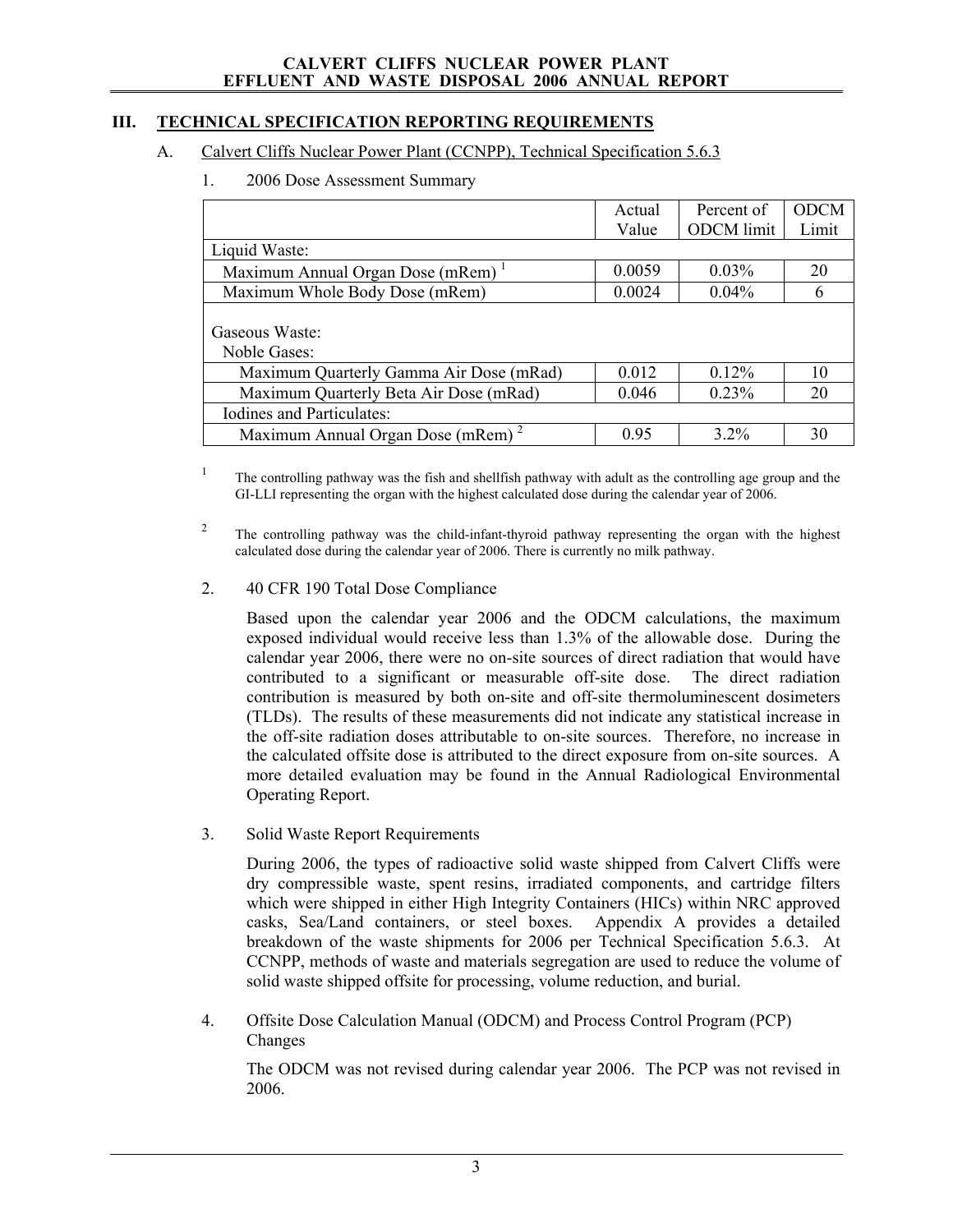## III. TECHNICAL SPECIFICATION REPORTING REQUIREMENTS

### A. Calvert Cliffs Nuclear Power Plant (CCNPP), Technical Specification 5.6.3

1. 2006 Dose Assessment Summary

| | Actual Value | Percent of ODCM limit | ODCM Limit |
|---|---|---|---|
| Liquid Waste: | | | |
| Maximum Annual Organ Dose (mRem) [1] | 0.0059 | 0.03% | 20 |
| Maximum Whole Body Dose (mRem) | 0.0024 | 0.04% | 6 |
| Gaseous Waste: | | | |
| Noble Gases: | | | |
| Maximum Quarterly Gamma Air Dose (mRad) | 0.012 | 0.12% | 10 |
| Maximum Quarterly Beta Air Dose (mRad) | 0.046 | 0.23% | 20 |
| Iodines and Particulates: | | | |
| Maximum Annual Organ Dose (mRem) [2] | 0.95 | 3.2% | 30 |

[1] The controlling pathway was the fish and shellfish pathway with adult as the controlling age group and the GI-LLI representing the organ with the highest calculated dose during the calendar year of 2006.

[2] The controlling pathway was the child-infant-thyroid pathway representing the organ with the highest calculated dose during the calendar year of 2006. There is currently no milk pathway.

2. 40 CFR 190 Total Dose Compliance

Based upon the calendar year 2006 and the ODCM calculations, the maximum exposed individual would receive less than 1.3% of the allowable dose. During the calendar year 2006, there were no on-site sources of direct radiation that would have contributed to a significant or measurable off-site dose. The direct radiation contribution is measured by both on-site and off-site thermoluminescent dosimeters (TLDs). The results of these measurements did not indicate any statistical increase in the off-site radiation doses attributable to on-site sources. Therefore, no increase in the calculated offsite dose is attributed to the direct exposure from on-site sources. A more detailed evaluation may be found in the Annual Radiological Environmental Operating Report.

3. Solid Waste Report Requirements

During 2006, the types of radioactive solid waste shipped from Calvert Cliffs were dry compressible waste, spent resins, irradiated components, and cartridge filters which were shipped in either High Integrity Containers (HICs) within NRC approved casks, Sea/Land containers, or steel boxes. Appendix A provides a detailed breakdown of the waste shipments for 2006 per Technical Specification 5.6.3. At CCNPP, methods of waste and materials segregation are used to reduce the volume of solid waste shipped offsite for processing, volume reduction, and burial.

4. Offsite Dose Calculation Manual (ODCM) and Process Control Program (PCP) Changes

The ODCM was not revised during calendar year 2006. The PCP was not revised in 2006.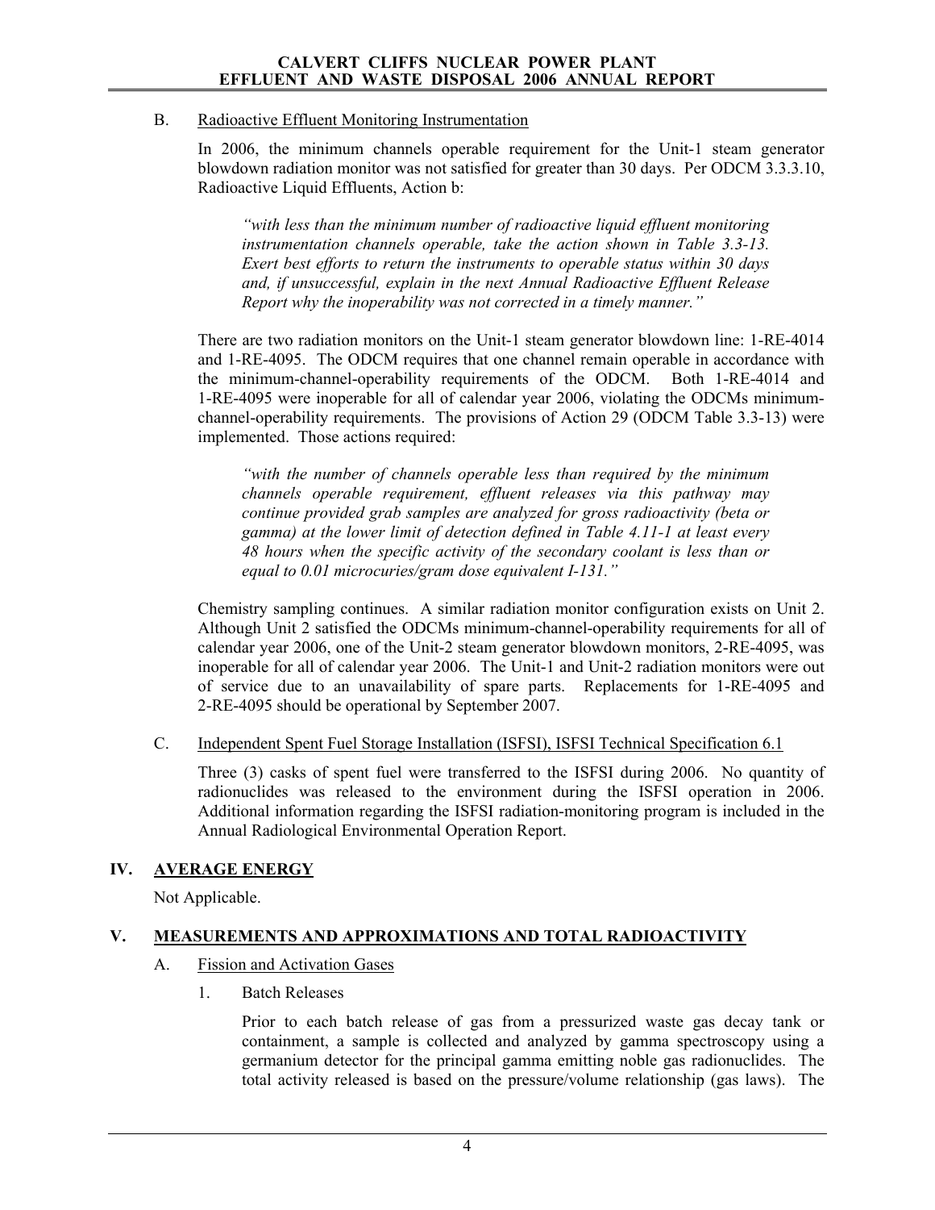B. Radioactive Effluent Monitoring Instrumentation

In 2006, the minimum channels operable requirement for the Unit-1 steam generator blowdown radiation monitor was not satisfied for greater than 30 days. Per ODCM 3.3.3.10, Radioactive Liquid Effluents, Action b:

> *"with less than the minimum number of radioactive liquid effluent monitoring instrumentation channels operable, take the action shown in Table 3.3-13. Exert best efforts to return the instruments to operable status within 30 days and, if unsuccessful, explain in the next Annual Radioactive Effluent Release Report why the inoperability was not corrected in a timely manner."*

There are two radiation monitors on the Unit-1 steam generator blowdown line: 1-RE-4014 and 1-RE-4095. The ODCM requires that one channel remain operable in accordance with the minimum-channel-operability requirements of the ODCM. Both 1-RE-4014 and 1-RE-4095 were inoperable for all of calendar year 2006, violating the ODCMs minimum-channel-operability requirements. The provisions of Action 29 (ODCM Table 3.3-13) were implemented. Those actions required:

> *"with the number of channels operable less than required by the minimum channels operable requirement, effluent releases via this pathway may continue provided grab samples are analyzed for gross radioactivity (beta or gamma) at the lower limit of detection defined in Table 4.11-1 at least every 48 hours when the specific activity of the secondary coolant is less than or equal to 0.01 microcuries/gram dose equivalent I-131."*

Chemistry sampling continues. A similar radiation monitor configuration exists on Unit 2. Although Unit 2 satisfied the ODCMs minimum-channel-operability requirements for all of calendar year 2006, one of the Unit-2 steam generator blowdown monitors, 2-RE-4095, was inoperable for all of calendar year 2006. The Unit-1 and Unit-2 radiation monitors were out of service due to an unavailability of spare parts. Replacements for 1-RE-4095 and 2-RE-4095 should be operational by September 2007.

C. Independent Spent Fuel Storage Installation (ISFSI), ISFSI Technical Specification 6.1

Three (3) casks of spent fuel were transferred to the ISFSI during 2006. No quantity of radionuclides was released to the environment during the ISFSI operation in 2006. Additional information regarding the ISFSI radiation-monitoring program is included in the Annual Radiological Environmental Operation Report.

## IV. AVERAGE ENERGY

Not Applicable.

## V. MEASUREMENTS AND APPROXIMATIONS AND TOTAL RADIOACTIVITY

A. Fission and Activation Gases

1. Batch Releases

Prior to each batch release of gas from a pressurized waste gas decay tank or containment, a sample is collected and analyzed by gamma spectroscopy using a germanium detector for the principal gamma emitting noble gas radionuclides. The total activity released is based on the pressure/volume relationship (gas laws). The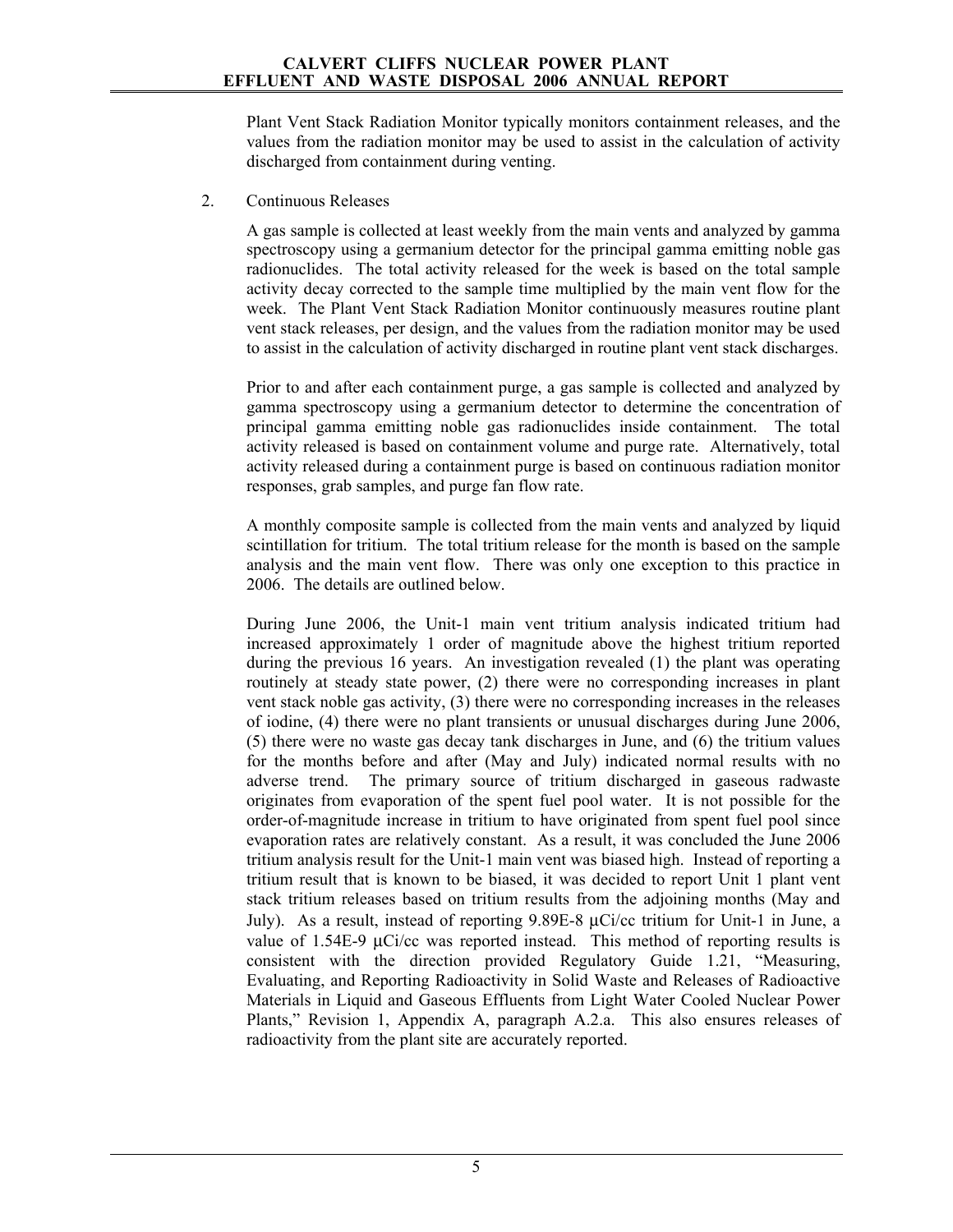Plant Vent Stack Radiation Monitor typically monitors containment releases, and the values from the radiation monitor may be used to assist in the calculation of activity discharged from containment during venting.

2. Continuous Releases

   A gas sample is collected at least weekly from the main vents and analyzed by gamma spectroscopy using a germanium detector for the principal gamma emitting noble gas radionuclides. The total activity released for the week is based on the total sample activity decay corrected to the sample time multiplied by the main vent flow for the week. The Plant Vent Stack Radiation Monitor continuously measures routine plant vent stack releases, per design, and the values from the radiation monitor may be used to assist in the calculation of activity discharged in routine plant vent stack discharges.

   Prior to and after each containment purge, a gas sample is collected and analyzed by gamma spectroscopy using a germanium detector to determine the concentration of principal gamma emitting noble gas radionuclides inside containment. The total activity released is based on containment volume and purge rate. Alternatively, total activity released during a containment purge is based on continuous radiation monitor responses, grab samples, and purge fan flow rate.

   A monthly composite sample is collected from the main vents and analyzed by liquid scintillation for tritium. The total tritium release for the month is based on the sample analysis and the main vent flow. There was only one exception to this practice in 2006. The details are outlined below.

   During June 2006, the Unit-1 main vent tritium analysis indicated tritium had increased approximately 1 order of magnitude above the highest tritium reported during the previous 16 years. An investigation revealed (1) the plant was operating routinely at steady state power, (2) there were no corresponding increases in plant vent stack noble gas activity, (3) there were no corresponding increases in the releases of iodine, (4) there were no plant transients or unusual discharges during June 2006, (5) there were no waste gas decay tank discharges in June, and (6) the tritium values for the months before and after (May and July) indicated normal results with no adverse trend. The primary source of tritium discharged in gaseous radwaste originates from evaporation of the spent fuel pool water. It is not possible for the order-of-magnitude increase in tritium to have originated from spent fuel pool since evaporation rates are relatively constant. As a result, it was concluded the June 2006 tritium analysis result for the Unit-1 main vent was biased high. Instead of reporting a tritium result that is known to be biased, it was decided to report Unit 1 plant vent stack tritium releases based on tritium results from the adjoining months (May and July). As a result, instead of reporting 9.89E-8 μCi/cc tritium for Unit-1 in June, a value of 1.54E-9 μCi/cc was reported instead. This method of reporting results is consistent with the direction provided Regulatory Guide 1.21, "Measuring, Evaluating, and Reporting Radioactivity in Solid Waste and Releases of Radioactive Materials in Liquid and Gaseous Effluents from Light Water Cooled Nuclear Power Plants," Revision 1, Appendix A, paragraph A.2.a. This also ensures releases of radioactivity from the plant site are accurately reported.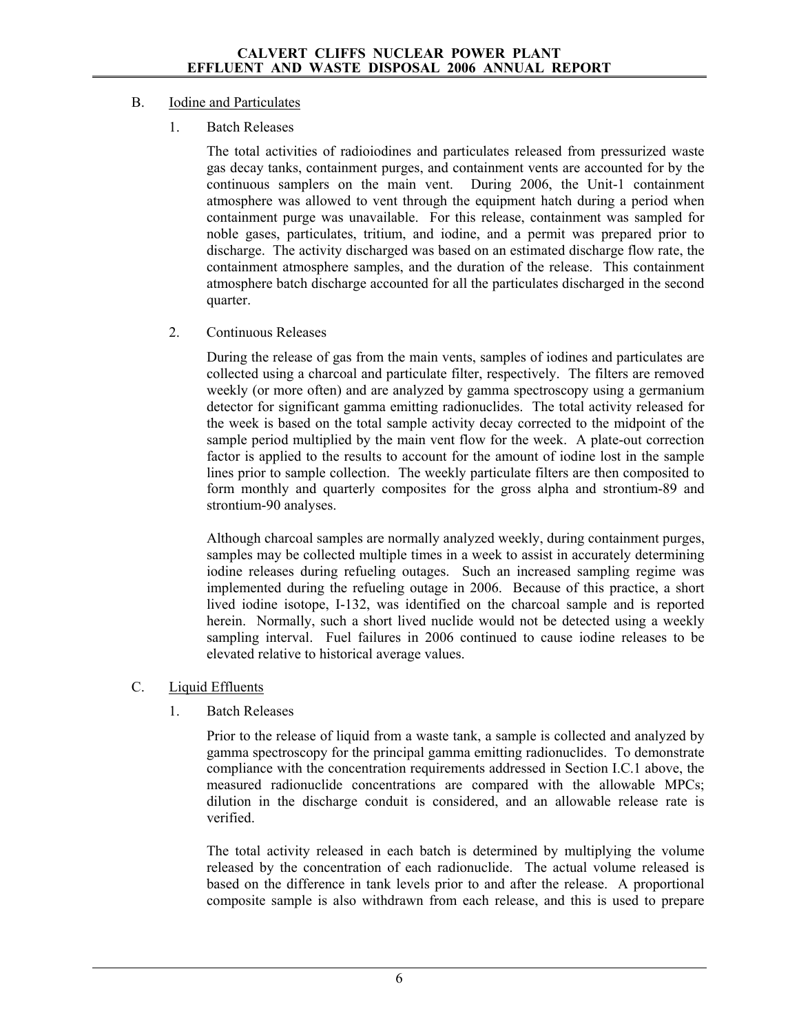B. Iodine and Particulates

1. Batch Releases

   The total activities of radioiodines and particulates released from pressurized waste gas decay tanks, containment purges, and containment vents are accounted for by the continuous samplers on the main vent. During 2006, the Unit-1 containment atmosphere was allowed to vent through the equipment hatch during a period when containment purge was unavailable. For this release, containment was sampled for noble gases, particulates, tritium, and iodine, and a permit was prepared prior to discharge. The activity discharged was based on an estimated discharge flow rate, the containment atmosphere samples, and the duration of the release. This containment atmosphere batch discharge accounted for all the particulates discharged in the second quarter.

2. Continuous Releases

   During the release of gas from the main vents, samples of iodines and particulates are collected using a charcoal and particulate filter, respectively. The filters are removed weekly (or more often) and are analyzed by gamma spectroscopy using a germanium detector for significant gamma emitting radionuclides. The total activity released for the week is based on the total sample activity decay corrected to the midpoint of the sample period multiplied by the main vent flow for the week. A plate-out correction factor is applied to the results to account for the amount of iodine lost in the sample lines prior to sample collection. The weekly particulate filters are then composited to form monthly and quarterly composites for the gross alpha and strontium-89 and strontium-90 analyses.

   Although charcoal samples are normally analyzed weekly, during containment purges, samples may be collected multiple times in a week to assist in accurately determining iodine releases during refueling outages. Such an increased sampling regime was implemented during the refueling outage in 2006. Because of this practice, a short lived iodine isotope, I-132, was identified on the charcoal sample and is reported herein. Normally, such a short lived nuclide would not be detected using a weekly sampling interval. Fuel failures in 2006 continued to cause iodine releases to be elevated relative to historical average values.

C. Liquid Effluents

1. Batch Releases

   Prior to the release of liquid from a waste tank, a sample is collected and analyzed by gamma spectroscopy for the principal gamma emitting radionuclides. To demonstrate compliance with the concentration requirements addressed in Section I.C.1 above, the measured radionuclide concentrations are compared with the allowable MPCs; dilution in the discharge conduit is considered, and an allowable release rate is verified.

   The total activity released in each batch is determined by multiplying the volume released by the concentration of each radionuclide. The actual volume released is based on the difference in tank levels prior to and after the release. A proportional composite sample is also withdrawn from each release, and this is used to prepare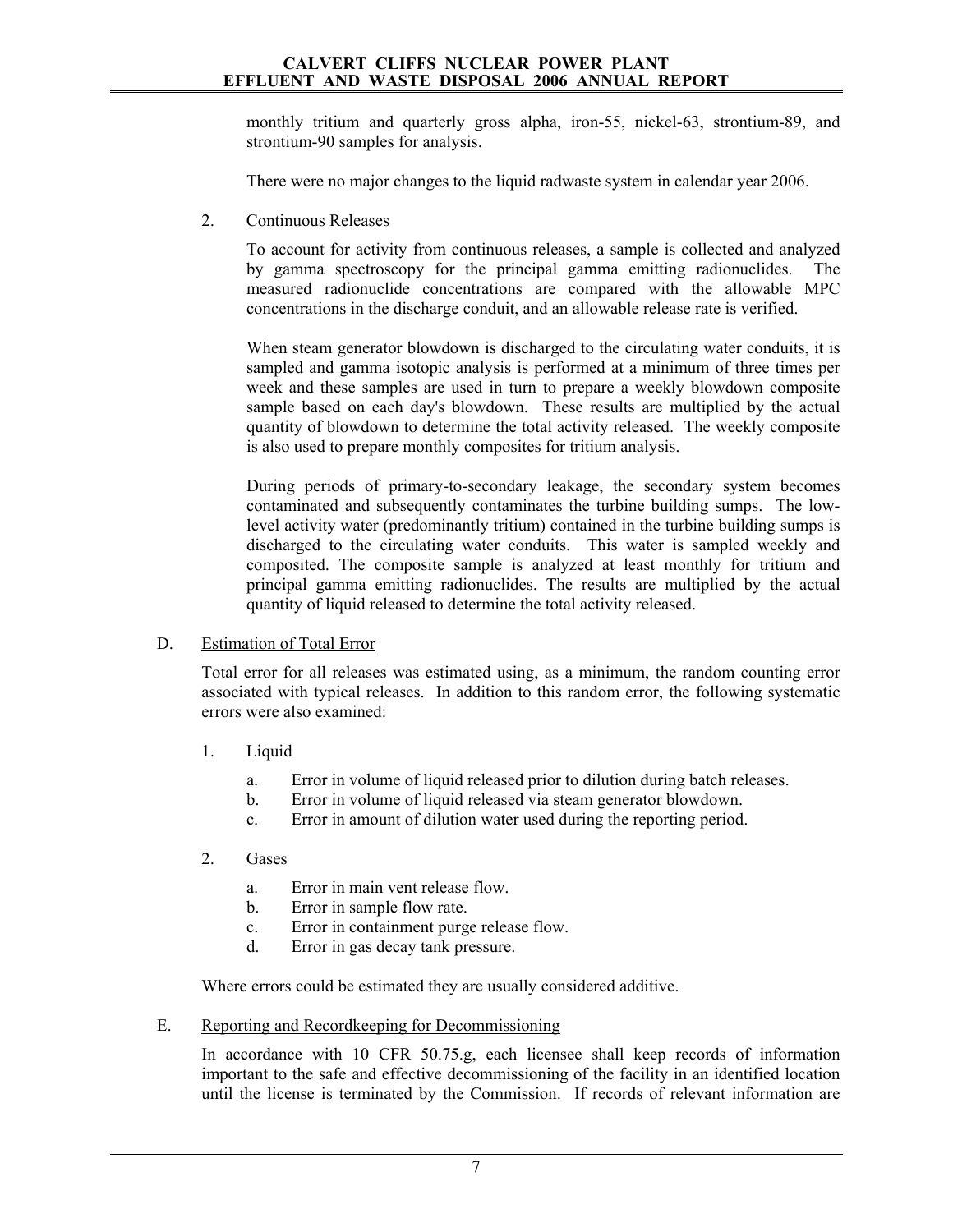monthly tritium and quarterly gross alpha, iron-55, nickel-63, strontium-89, and strontium-90 samples for analysis.

There were no major changes to the liquid radwaste system in calendar year 2006.

2. Continuous Releases

To account for activity from continuous releases, a sample is collected and analyzed by gamma spectroscopy for the principal gamma emitting radionuclides. The measured radionuclide concentrations are compared with the allowable MPC concentrations in the discharge conduit, and an allowable release rate is verified.

When steam generator blowdown is discharged to the circulating water conduits, it is sampled and gamma isotopic analysis is performed at a minimum of three times per week and these samples are used in turn to prepare a weekly blowdown composite sample based on each day's blowdown. These results are multiplied by the actual quantity of blowdown to determine the total activity released. The weekly composite is also used to prepare monthly composites for tritium analysis.

During periods of primary-to-secondary leakage, the secondary system becomes contaminated and subsequently contaminates the turbine building sumps. The low-level activity water (predominantly tritium) contained in the turbine building sumps is discharged to the circulating water conduits. This water is sampled weekly and composited. The composite sample is analyzed at least monthly for tritium and principal gamma emitting radionuclides. The results are multiplied by the actual quantity of liquid released to determine the total activity released.

D. Estimation of Total Error

Total error for all releases was estimated using, as a minimum, the random counting error associated with typical releases. In addition to this random error, the following systematic errors were also examined:

1. Liquid

   a. Error in volume of liquid released prior to dilution during batch releases.
   b. Error in volume of liquid released via steam generator blowdown.
   c. Error in amount of dilution water used during the reporting period.

2. Gases

   a. Error in main vent release flow.
   b. Error in sample flow rate.
   c. Error in containment purge release flow.
   d. Error in gas decay tank pressure.

Where errors could be estimated they are usually considered additive.

E. Reporting and Recordkeeping for Decommissioning

In accordance with 10 CFR 50.75.g, each licensee shall keep records of information important to the safe and effective decommissioning of the facility in an identified location until the license is terminated by the Commission. If records of relevant information are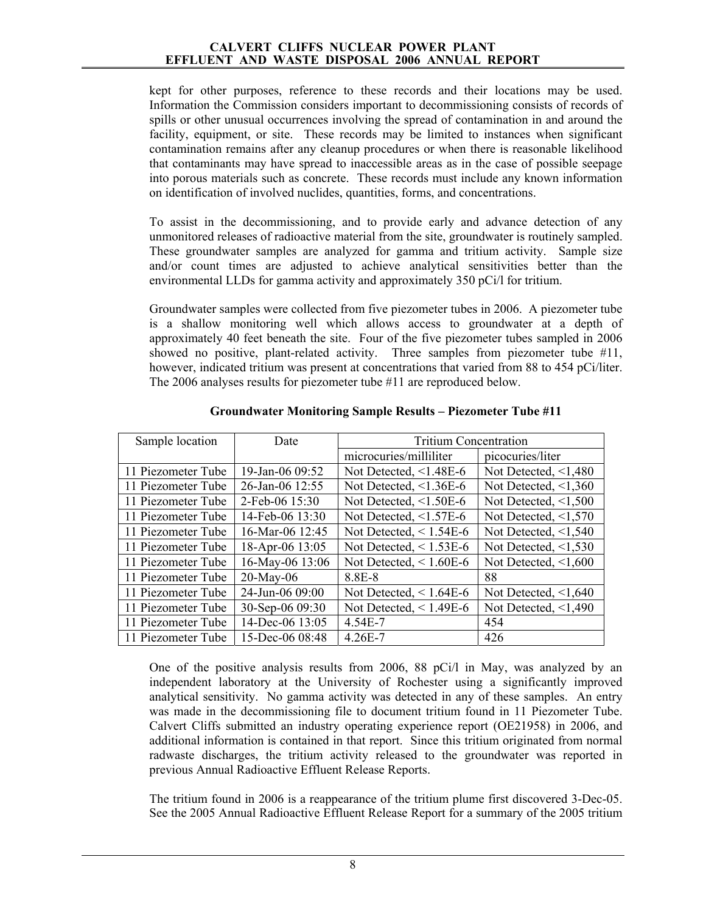kept for other purposes, reference to these records and their locations may be used. Information the Commission considers important to decommissioning consists of records of spills or other unusual occurrences involving the spread of contamination in and around the facility, equipment, or site. These records may be limited to instances when significant contamination remains after any cleanup procedures or when there is reasonable likelihood that contaminants may have spread to inaccessible areas as in the case of possible seepage into porous materials such as concrete. These records must include any known information on identification of involved nuclides, quantities, forms, and concentrations.

To assist in the decommissioning, and to provide early and advance detection of any unmonitored releases of radioactive material from the site, groundwater is routinely sampled. These groundwater samples are analyzed for gamma and tritium activity. Sample size and/or count times are adjusted to achieve analytical sensitivities better than the environmental LLDs for gamma activity and approximately 350 pCi/l for tritium.

Groundwater samples were collected from five piezometer tubes in 2006. A piezometer tube is a shallow monitoring well which allows access to groundwater at a depth of approximately 40 feet beneath the site. Four of the five piezometer tubes sampled in 2006 showed no positive, plant-related activity. Three samples from piezometer tube #11, however, indicated tritium was present at concentrations that varied from 88 to 454 pCi/liter. The 2006 analyses results for piezometer tube #11 are reproduced below.

**Groundwater Monitoring Sample Results – Piezometer Tube #11**

| Sample location | Date | Tritium Concentration | |
|---|---|---|---|
| | | microcuries/milliliter | picocuries/liter |
| 11 Piezometer Tube | 19-Jan-06 09:52 | Not Detected, <1.48E-6 | Not Detected, <1,480 |
| 11 Piezometer Tube | 26-Jan-06 12:55 | Not Detected, <1.36E-6 | Not Detected, <1,360 |
| 11 Piezometer Tube | 2-Feb-06 15:30 | Not Detected, <1.50E-6 | Not Detected, <1,500 |
| 11 Piezometer Tube | 14-Feb-06 13:30 | Not Detected, <1.57E-6 | Not Detected, <1,570 |
| 11 Piezometer Tube | 16-Mar-06 12:45 | Not Detected, < 1.54E-6 | Not Detected, <1,540 |
| 11 Piezometer Tube | 18-Apr-06 13:05 | Not Detected, < 1.53E-6 | Not Detected, <1,530 |
| 11 Piezometer Tube | 16-May-06 13:06 | Not Detected, < 1.60E-6 | Not Detected, <1,600 |
| 11 Piezometer Tube | 20-May-06 | 8.8E-8 | 88 |
| 11 Piezometer Tube | 24-Jun-06 09:00 | Not Detected, < 1.64E-6 | Not Detected, <1,640 |
| 11 Piezometer Tube | 30-Sep-06 09:30 | Not Detected, < 1.49E-6 | Not Detected, <1,490 |
| 11 Piezometer Tube | 14-Dec-06 13:05 | 4.54E-7 | 454 |
| 11 Piezometer Tube | 15-Dec-06 08:48 | 4.26E-7 | 426 |

One of the positive analysis results from 2006, 88 pCi/l in May, was analyzed by an independent laboratory at the University of Rochester using a significantly improved analytical sensitivity. No gamma activity was detected in any of these samples. An entry was made in the decommissioning file to document tritium found in 11 Piezometer Tube. Calvert Cliffs submitted an industry operating experience report (OE21958) in 2006, and additional information is contained in that report. Since this tritium originated from normal radwaste discharges, the tritium activity released to the groundwater was reported in previous Annual Radioactive Effluent Release Reports.

The tritium found in 2006 is a reappearance of the tritium plume first discovered 3-Dec-05. See the 2005 Annual Radioactive Effluent Release Report for a summary of the 2005 tritium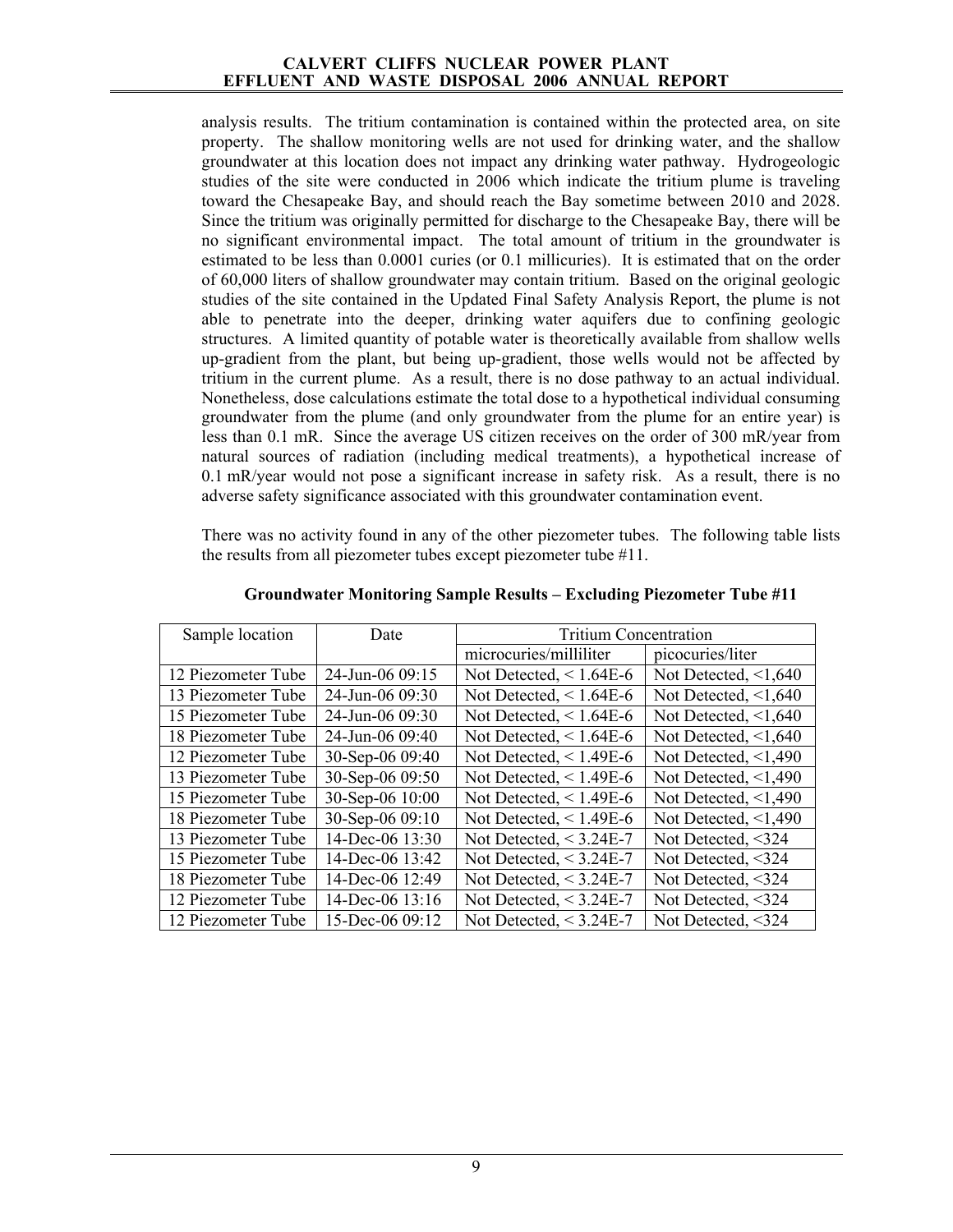analysis results. The tritium contamination is contained within the protected area, on site property. The shallow monitoring wells are not used for drinking water, and the shallow groundwater at this location does not impact any drinking water pathway. Hydrogeologic studies of the site were conducted in 2006 which indicate the tritium plume is traveling toward the Chesapeake Bay, and should reach the Bay sometime between 2010 and 2028. Since the tritium was originally permitted for discharge to the Chesapeake Bay, there will be no significant environmental impact. The total amount of tritium in the groundwater is estimated to be less than 0.0001 curies (or 0.1 millicuries). It is estimated that on the order of 60,000 liters of shallow groundwater may contain tritium. Based on the original geologic studies of the site contained in the Updated Final Safety Analysis Report, the plume is not able to penetrate into the deeper, drinking water aquifers due to confining geologic structures. A limited quantity of potable water is theoretically available from shallow wells up-gradient from the plant, but being up-gradient, those wells would not be affected by tritium in the current plume. As a result, there is no dose pathway to an actual individual. Nonetheless, dose calculations estimate the total dose to a hypothetical individual consuming groundwater from the plume (and only groundwater from the plume for an entire year) is less than 0.1 mR. Since the average US citizen receives on the order of 300 mR/year from natural sources of radiation (including medical treatments), a hypothetical increase of 0.1 mR/year would not pose a significant increase in safety risk. As a result, there is no adverse safety significance associated with this groundwater contamination event.

There was no activity found in any of the other piezometer tubes. The following table lists the results from all piezometer tubes except piezometer tube #11.

**Groundwater Monitoring Sample Results – Excluding Piezometer Tube #11**

| Sample location | Date | Tritium Concentration | |
|---|---|---|---|
| | | microcuries/milliliter | picocuries/liter |
| 12 Piezometer Tube | 24-Jun-06 09:15 | Not Detected, < 1.64E-6 | Not Detected, <1,640 |
| 13 Piezometer Tube | 24-Jun-06 09:30 | Not Detected, < 1.64E-6 | Not Detected, <1,640 |
| 15 Piezometer Tube | 24-Jun-06 09:30 | Not Detected, < 1.64E-6 | Not Detected, <1,640 |
| 18 Piezometer Tube | 24-Jun-06 09:40 | Not Detected, < 1.64E-6 | Not Detected, <1,640 |
| 12 Piezometer Tube | 30-Sep-06 09:40 | Not Detected, < 1.49E-6 | Not Detected, <1,490 |
| 13 Piezometer Tube | 30-Sep-06 09:50 | Not Detected, < 1.49E-6 | Not Detected, <1,490 |
| 15 Piezometer Tube | 30-Sep-06 10:00 | Not Detected, < 1.49E-6 | Not Detected, <1,490 |
| 18 Piezometer Tube | 30-Sep-06 09:10 | Not Detected, < 1.49E-6 | Not Detected, <1,490 |
| 13 Piezometer Tube | 14-Dec-06 13:30 | Not Detected, < 3.24E-7 | Not Detected, <324 |
| 15 Piezometer Tube | 14-Dec-06 13:42 | Not Detected, < 3.24E-7 | Not Detected, <324 |
| 18 Piezometer Tube | 14-Dec-06 12:49 | Not Detected, < 3.24E-7 | Not Detected, <324 |
| 12 Piezometer Tube | 14-Dec-06 13:16 | Not Detected, < 3.24E-7 | Not Detected, <324 |
| 12 Piezometer Tube | 15-Dec-06 09:12 | Not Detected, < 3.24E-7 | Not Detected, <324 |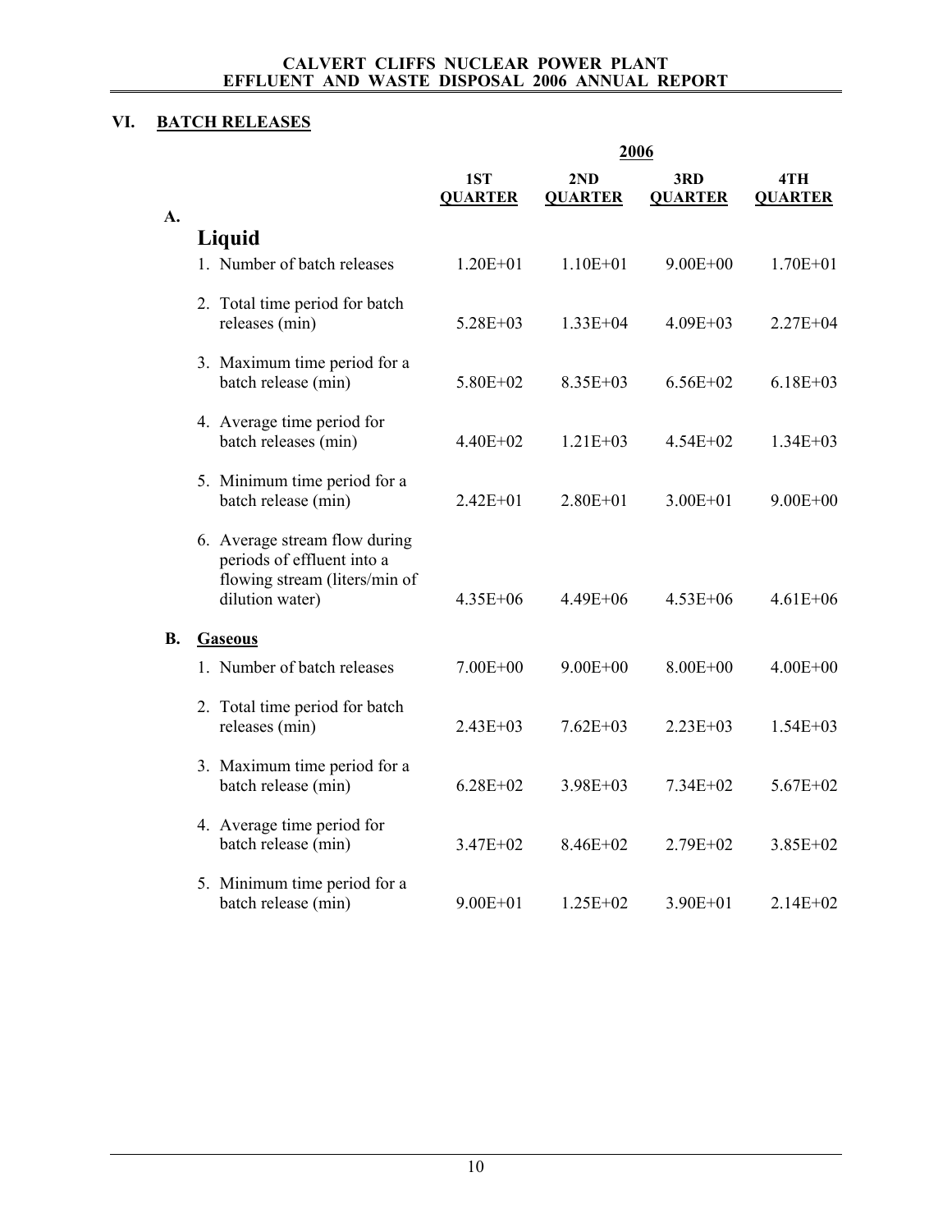## VI. BATCH RELEASES

| | 2006 | | | |
|---|---|---|---|---|
| | 1ST QUARTER | 2ND QUARTER | 3RD QUARTER | 4TH QUARTER |
| **A. Liquid** | | | | |
| 1. Number of batch releases | 1.20E+01 | 1.10E+01 | 9.00E+00 | 1.70E+01 |
| 2. Total time period for batch releases (min) | 5.28E+03 | 1.33E+04 | 4.09E+03 | 2.27E+04 |
| 3. Maximum time period for a batch release (min) | 5.80E+02 | 8.35E+03 | 6.56E+02 | 6.18E+03 |
| 4. Average time period for batch releases (min) | 4.40E+02 | 1.21E+03 | 4.54E+02 | 1.34E+03 |
| 5. Minimum time period for a batch release (min) | 2.42E+01 | 2.80E+01 | 3.00E+01 | 9.00E+00 |
| 6. Average stream flow during periods of effluent into a flowing stream (liters/min of dilution water) | 4.35E+06 | 4.49E+06 | 4.53E+06 | 4.61E+06 |
| **B. Gaseous** | | | | |
| 1. Number of batch releases | 7.00E+00 | 9.00E+00 | 8.00E+00 | 4.00E+00 |
| 2. Total time period for batch releases (min) | 2.43E+03 | 7.62E+03 | 2.23E+03 | 1.54E+03 |
| 3. Maximum time period for a batch release (min) | 6.28E+02 | 3.98E+03 | 7.34E+02 | 5.67E+02 |
| 4. Average time period for batch release (min) | 3.47E+02 | 8.46E+02 | 2.79E+02 | 3.85E+02 |
| 5. Minimum time period for a batch release (min) | 9.00E+01 | 1.25E+02 | 3.90E+01 | 2.14E+02 |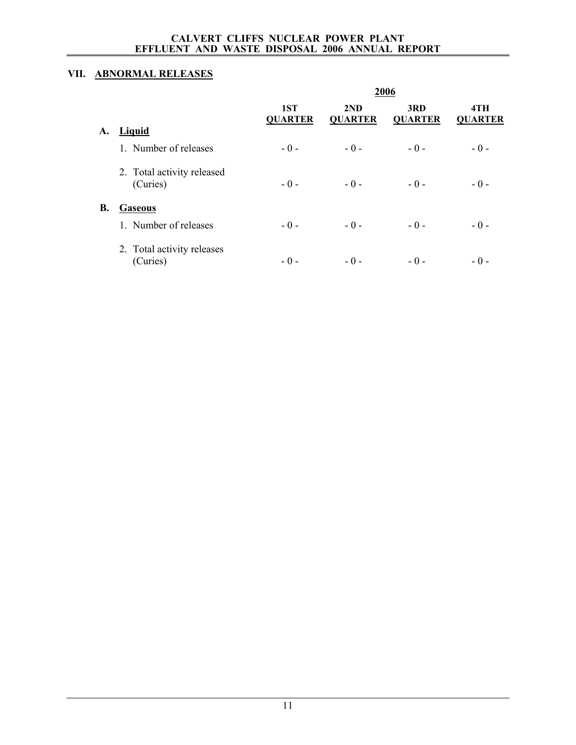## VII. ABNORMAL RELEASES

| | 2006 | | | |
|---|---|---|---|---|
| | 1ST QUARTER | 2ND QUARTER | 3RD QUARTER | 4TH QUARTER |
| **A. Liquid** | | | | |
| 1. Number of releases | - 0 - | - 0 - | - 0 - | - 0 - |
| 2. Total activity released (Curies) | - 0 - | - 0 - | - 0 - | - 0 - |
| **B. Gaseous** | | | | |
| 1. Number of releases | - 0 - | - 0 - | - 0 - | - 0 - |
| 2. Total activity releases (Curies) | - 0 - | - 0 - | - 0 - | - 0 - |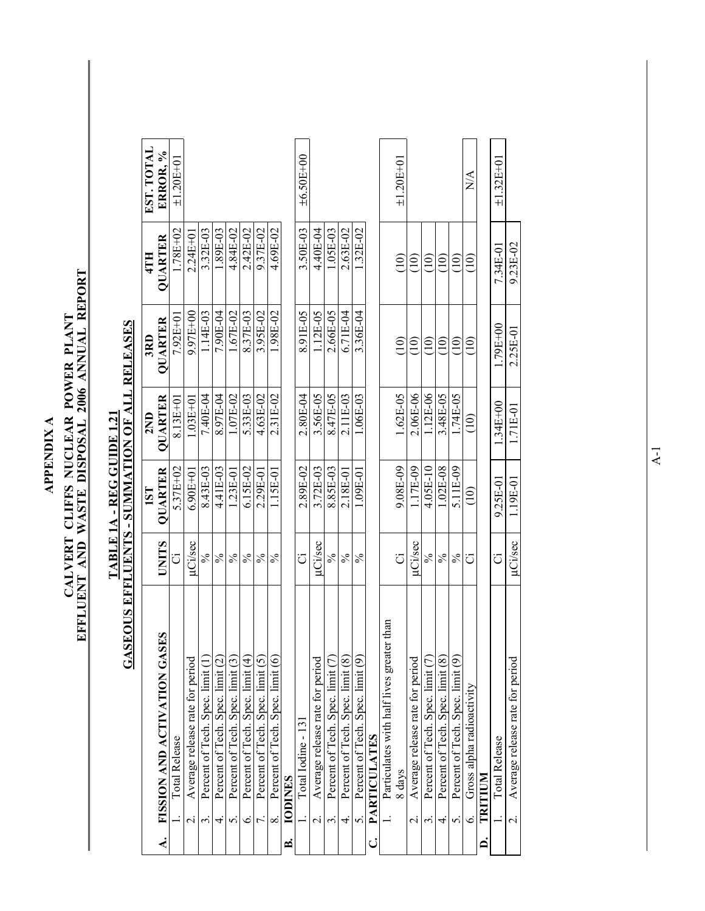# APPENDIX A

## CALVERT CLIFFS NUCLEAR POWER PLANT EFFLUENT AND WASTE DISPOSAL 2006 ANNUAL REPORT

### TABLE 1A - REG GUIDE 1.21

### GASEOUS EFFLUENTS - SUMMATION OF ALL RELEASES

| A. FISSION AND ACTIVATION GASES | UNITS | 1ST QUARTER | 2ND QUARTER | 3RD QUARTER | 4TH QUARTER | EST. TOTAL ERROR, % |
|---|---|---|---|---|---|---|
| 1. Total Release | Ci | 5.37E+02 | 8.13E+01 | 7.92E+01 | 1.78E+02 | ±1.20E+01 |
| 2. Average release rate for period | μCi/sec | 6.90E+01 | 1.03E+01 | 9.97E+00 | 2.24E+01 | |
| 3. Percent of Tech. Spec. limit (1) | % | 8.43E-03 | 7.40E-04 | 1.14E-03 | 3.32E-03 | |
| 4. Percent of Tech. Spec. limit (2) | % | 4.41E-03 | 8.97E-04 | 7.90E-04 | 1.89E-03 | |
| 5. Percent of Tech. Spec. limit (3) | % | 1.23E-01 | 1.07E-02 | 1.67E-02 | 4.84E-02 | |
| 6. Percent of Tech. Spec. limit (4) | % | 6.15E-02 | 5.33E-03 | 8.37E-03 | 2.42E-02 | |
| 7. Percent of Tech. Spec. limit (5) | % | 2.29E-01 | 4.63E-02 | 3.95E-02 | 9.37E-02 | |
| 8. Percent of Tech. Spec. limit (6) | % | 1.15E-01 | 2.31E-02 | 1.98E-02 | 4.69E-02 | |
| **B. IODINES** | | | | | | |
| 1. Total Iodine - 131 | Ci | 2.89E-02 | 2.80E-04 | 8.91E-05 | 3.50E-03 | ±6.50E+00 |
| 2. Average release rate for period | μCi/sec | 3.72E-03 | 3.56E-05 | 1.12E-05 | 4.40E-04 | |
| 3. Percent of Tech. Spec. limit (7) | % | 8.85E-03 | 8.47E-05 | 2.66E-05 | 1.05E-03 | |
| 4. Percent of Tech. Spec. limit (8) | % | 2.18E-01 | 2.11E-03 | 6.71E-04 | 2.63E-02 | |
| 5. Percent of Tech. Spec. limit (9) | % | 1.09E-01 | 1.06E-03 | 3.36E-04 | 1.32E-02 | |
| **C. PARTICULATES** | | | | | | |
| 1. Particulates with half lives greater than 8 days | Ci | 9.08E-09 | 1.62E-05 | (10) | (10) | ±1.20E+01 |
| 2. Average release rate for period | μCi/sec | 1.17E-09 | 2.06E-06 | (10) | (10) | |
| 3. Percent of Tech. Spec. limit (7) | % | 4.05E-10 | 1.12E-06 | (10) | (10) | |
| 4. Percent of Tech. Spec. limit (8) | % | 1.02E-08 | 3.48E-05 | (10) | (10) | |
| 5. Percent of Tech. Spec. limit (9) | % | 5.11E-09 | 1.74E-05 | (10) | (10) | |
| 6. Gross alpha radioactivity | Ci | (10) | (10) | (10) | (10) | N/A |
| **D. TRITIUM** | | | | | | |
| 1. Total Release | Ci | 9.25E-01 | 1.34E+00 | 1.79E+00 | 7.34E-01 | ±1.32E+01 |
| 2. Average release rate for period | μCi/sec | 1.19E-01 | 1.71E-01 | 2.25E-01 | 9.23E-02 | |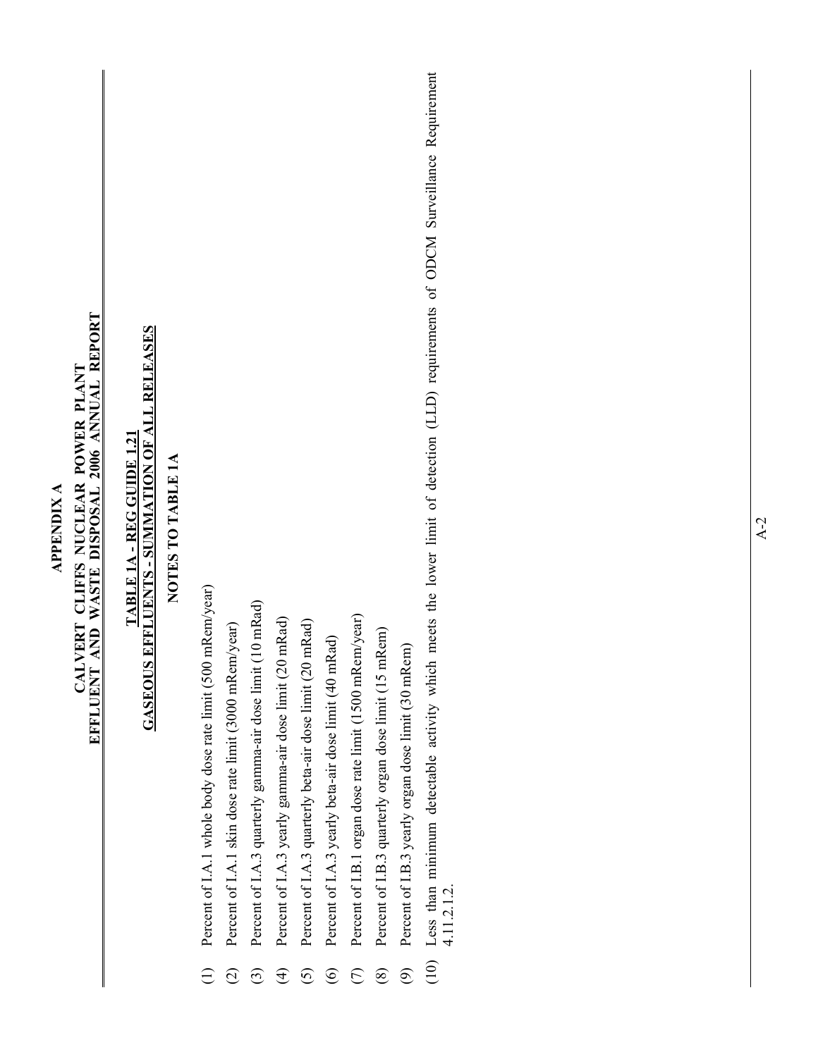# APPENDIX A

## CALVERT CLIFFS NUCLEAR POWER PLANT
## EFFLUENT AND WASTE DISPOSAL 2006 ANNUAL REPORT

### TABLE 1A - REG GUIDE 1.21
### GASEOUS EFFLUENTS - SUMMATION OF ALL RELEASES

### NOTES TO TABLE 1A

(1) Percent of I.A.1 whole body dose rate limit (500 mRem/year)

(2) Percent of I.A.1 skin dose rate limit (3000 mRem/year)

(3) Percent of I.A.3 quarterly gamma-air dose limit (10 mRad)

(4) Percent of I.A.3 yearly gamma-air dose limit (20 mRad)

(5) Percent of I.A.3 quarterly beta-air dose limit (20 mRad)

(6) Percent of I.A.3 yearly beta-air dose limit (40 mRad)

(7) Percent of I.B.1 organ dose rate limit (1500 mRem/year)

(8) Percent of I.B.3 quarterly organ dose limit (15 mRem)

(9) Percent of I.B.3 yearly organ dose limit (30 mRem)

(10) Less than minimum detectable activity which meets the lower limit of detection (LLD) requirements of ODCM Surveillance Requirement 4.11.2.1.2.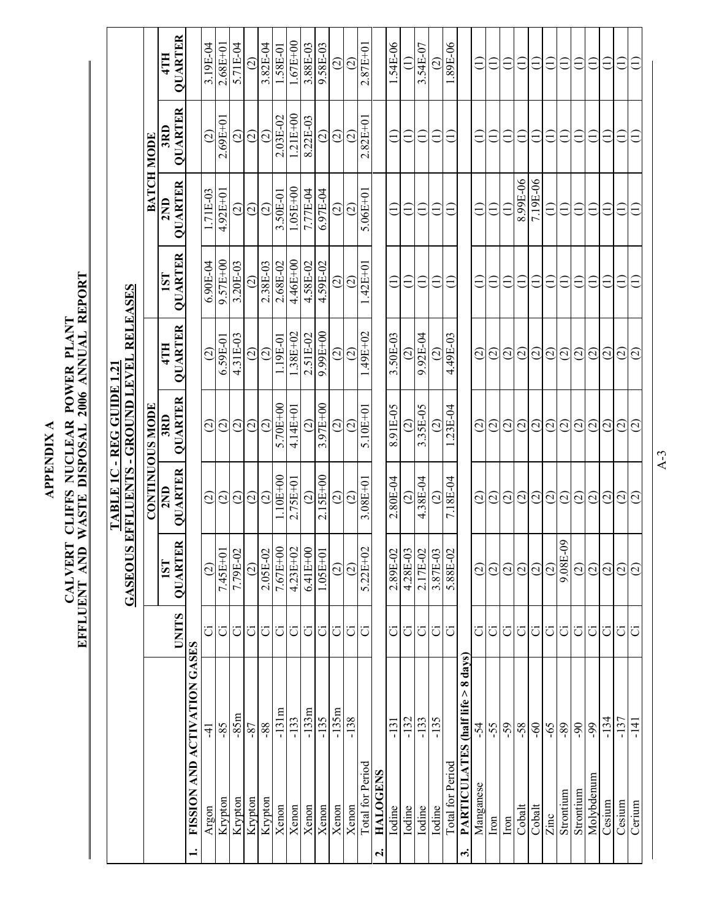# APPENDIX A

## CALVERT CLIFFS NUCLEAR POWER PLANT
## EFFLUENT AND WASTE DISPOSAL 2006 ANNUAL REPORT

### TABLE 1C - REG GUIDE 1.21
### GASEOUS EFFLUENTS - GROUND LEVEL RELEASES

| | | UNITS | CONTINUOUS MODE | | | | BATCH MODE | | | |
|---|---|---|---|---|---|---|---|---|---|---|
| | | | 1ST QUARTER | 2ND QUARTER | 3RD QUARTER | 4TH QUARTER | 1ST QUARTER | 2ND QUARTER | 3RD QUARTER | 4TH QUARTER |
| **1. FISSION AND ACTIVATION GASES** | | | | | | | | | | |
| Argon | -41 | Ci | (2) | (2) | (2) | (2) | 6.90E-04 | 1.71E-03 | (2) | 3.19E-04 |
| Krypton | -85 | Ci | 7.45E+01 | (2) | (2) | 6.59E-01 | 9.57E+00 | 4.92E+01 | 2.69E+01 | 2.68E+01 |
| Krypton | -85m | Ci | 7.79E-02 | (2) | (2) | 4.31E-03 | 3.20E-03 | (2) | (2) | 5.71E-04 |
| Krypton | -87 | Ci | (2) | (2) | (2) | (2) | (2) | (2) | (2) | (2) |
| Krypton | -88 | Ci | 2.05E-02 | (2) | (2) | (2) | 2.38E-03 | (2) | (2) | 3.82E-04 |
| Xenon | -131m | Ci | 7.67E+00 | 1.10E+00 | 5.70E+00 | 1.19E-01 | 2.68E-02 | 3.50E-01 | 2.03E-02 | 1.58E-01 |
| Xenon | -133 | Ci | 4.23E+02 | 2.75E+01 | 4.14E+01 | 1.38E+02 | 4.46E+00 | 1.05E+00 | 1.21E+00 | 1.67E+00 |
| Xenon | -133m | Ci | 6.41E+00 | (2) | (2) | 2.51E-02 | 4.58E-02 | 7.77E-04 | 8.22E-03 | 3.88E-03 |
| Xenon | -135 | Ci | 1.05E+01 | 2.15E+00 | 3.97E+00 | 9.99E+00 | 4.59E-02 | 6.97E-04 | (2) | 9.58E-03 |
| Xenon | -135m | Ci | (2) | (2) | (2) | (2) | (2) | (2) | (2) | (2) |
| Xenon | -138 | Ci | (2) | (2) | (2) | (2) | (2) | (2) | (2) | (2) |
| Total for Period | | Ci | 5.22E+02 | 3.08E+01 | 5.10E+01 | 1.49E+02 | 1.42E+01 | 5.06E+01 | 2.82E+01 | 2.87E+01 |
| **2. HALOGENS** | | | | | | | | | | |
| Iodine | -131 | Ci | 2.89E-02 | 2.80E-04 | 8.91E-05 | 3.50E-03 | (1) | (1) | (1) | 1.54E-06 |
| Iodine | -132 | Ci | 4.28E-03 | (2) | (2) | (2) | (1) | (1) | (1) | (1) |
| Iodine | -133 | Ci | 2.17E-02 | 4.38E-04 | 3.35E-05 | 9.92E-04 | (1) | (1) | (1) | 3.54E-07 |
| Iodine | -135 | Ci | 3.87E-03 | (2) | (2) | (2) | (1) | (1) | (1) | (2) |
| Total for Period | | Ci | 5.88E-02 | 7.18E-04 | 1.23E-04 | 4.49E-03 | (1) | (1) | (1) | 1.89E-06 |
| **3. PARTICULATES (half life > 8 days)** | | | | | | | | | | |
| Manganese | -54 | Ci | (2) | (2) | (2) | (2) | (1) | (1) | (1) | (1) |
| Iron | -55 | Ci | (2) | (2) | (2) | (2) | (1) | (1) | (1) | (1) |
| Iron | -59 | Ci | (2) | (2) | (2) | (2) | (1) | (1) | (1) | (1) |
| Cobalt | -58 | Ci | (2) | (2) | (2) | (2) | (1) | 8.99E-06 | (1) | (1) |
| Cobalt | -60 | Ci | (2) | (2) | (2) | (2) | (1) | 7.19E-06 | (1) | (1) |
| Zinc | -65 | Ci | (2) | (2) | (2) | (2) | (1) | (1) | (1) | (1) |
| Strontium | -89 | Ci | 9.08E-09 | (2) | (2) | (2) | (1) | (1) | (1) | (1) |
| Strontium | -90 | Ci | (2) | (2) | (2) | (2) | (1) | (1) | (1) | (1) |
| Molybdenum | -99 | Ci | (2) | (2) | (2) | (2) | (1) | (1) | (1) | (1) |
| Cesium | -134 | Ci | (2) | (2) | (2) | (2) | (1) | (1) | (1) | (1) |
| Cesium | -137 | Ci | (2) | (2) | (2) | (2) | (1) | (1) | (1) | (1) |
| Cerium | -141 | Ci | (2) | (2) | (2) | (2) | (1) | (1) | (1) | (1) |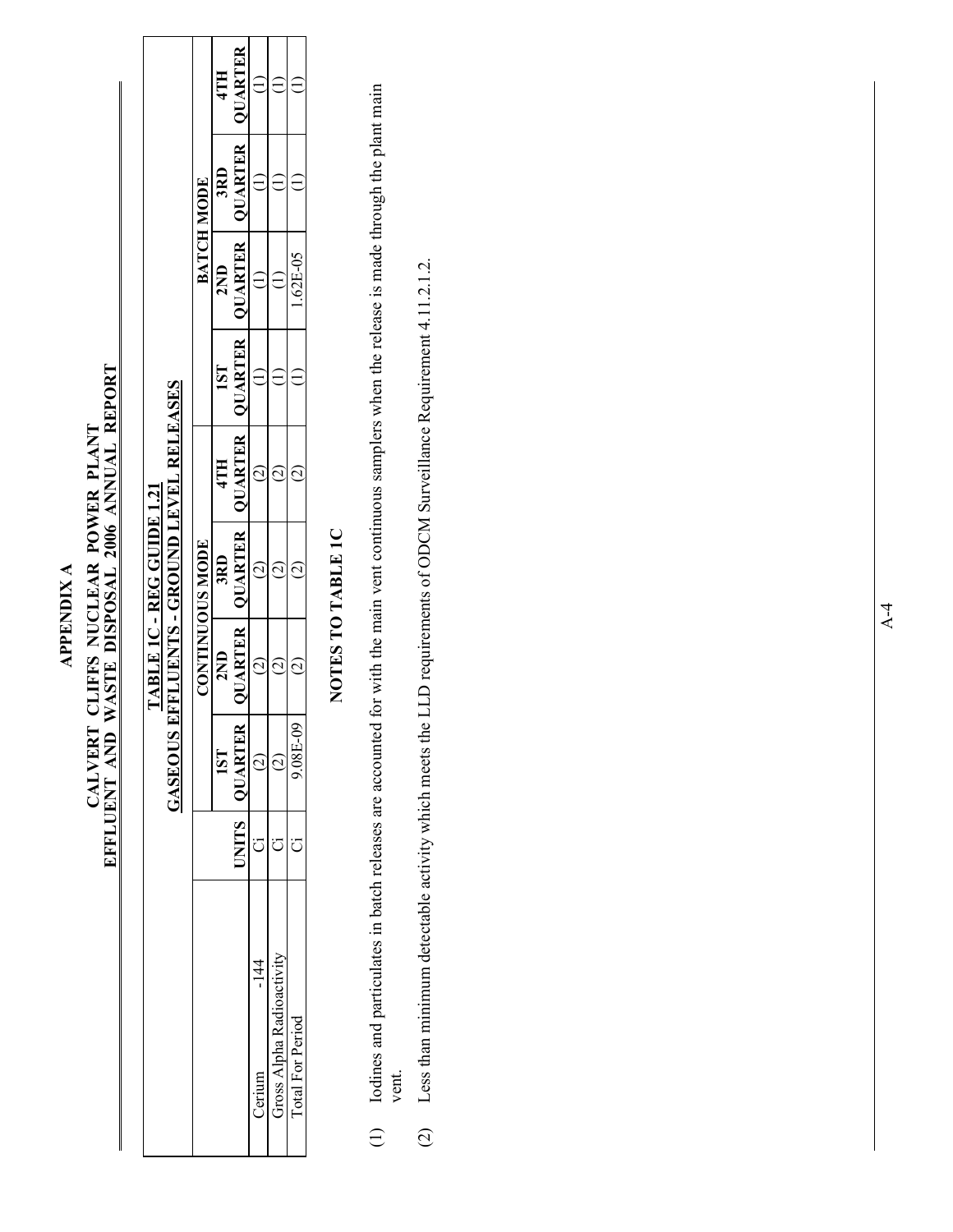# APPENDIX A

# CALVERT CLIFFS NUCLEAR POWER PLANT
# EFFLUENT AND WASTE DISPOSAL 2006 ANNUAL REPORT

## TABLE 1C - REG GUIDE 1.21
## GASEOUS EFFLUENTS - GROUND LEVEL RELEASES

| | | CONTINUOUS MODE | | | | BATCH MODE | | | |
|---|---|---|---|---|---|---|---|---|---|
| | UNITS | 1ST QUARTER | 2ND QUARTER | 3RD QUARTER | 4TH QUARTER | 1ST QUARTER | 2ND QUARTER | 3RD QUARTER | 4TH QUARTER |
| Cerium -144 | Ci | (2) | (2) | (2) | (2) | (1) | (1) | (1) | (1) |
| Gross Alpha Radioactivity | Ci | (2) | (2) | (2) | (2) | (1) | (1) | (1) | (1) |
| Total For Period | Ci | 9.08E-09 | (2) | (2) | (2) | (1) | 1.62E-05 | (1) | (1) |

### NOTES TO TABLE 1C

(1) Iodines and particulates in batch releases are accounted for with the main vent continuous samplers when the release is made through the plant main vent.

(2) Less than minimum detectable activity which meets the LLD requirements of ODCM Surveillance Requirement 4.11.2.1.2.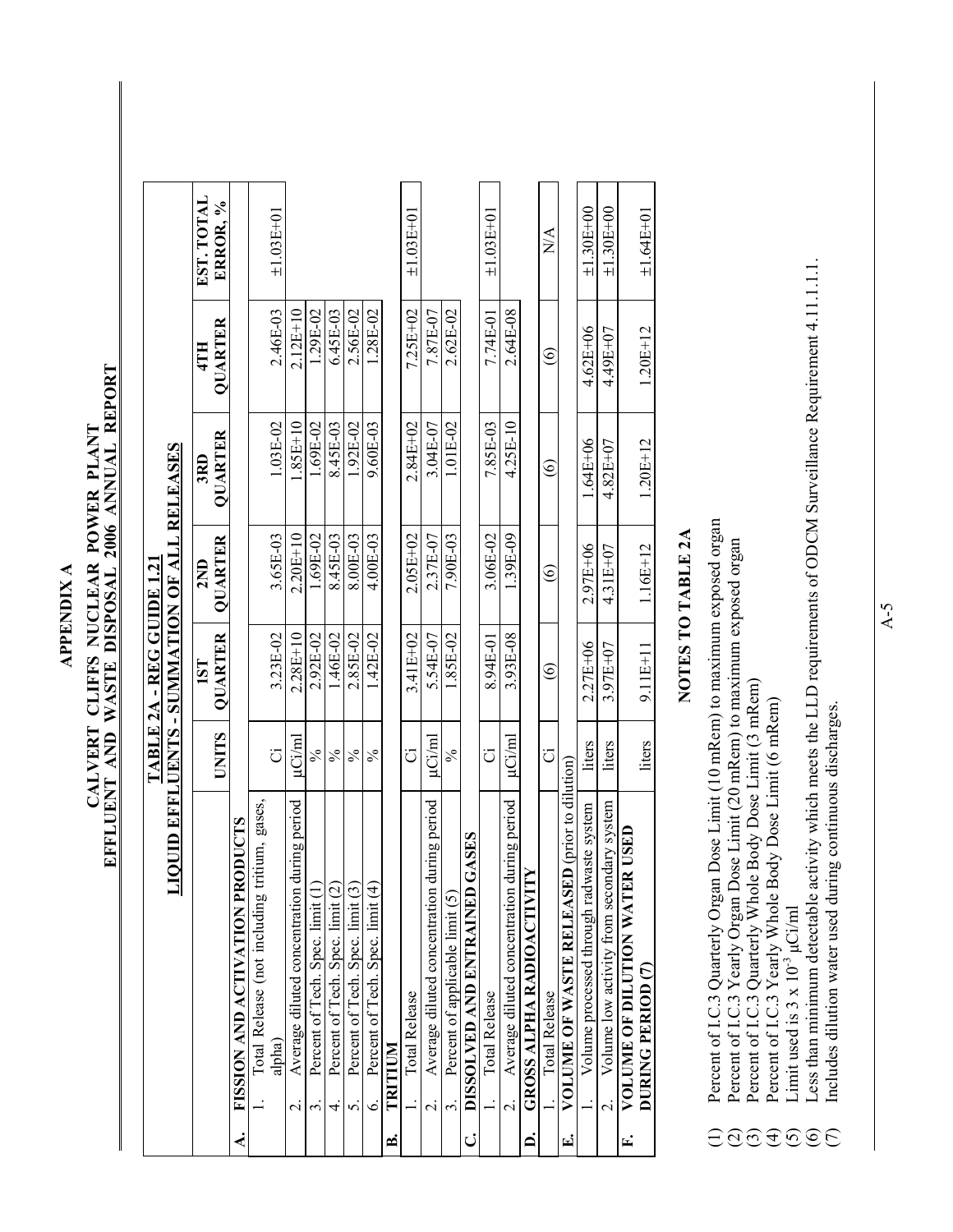# APPENDIX A

## CALVERT CLIFFS NUCLEAR POWER PLANT
## EFFLUENT AND WASTE DISPOSAL 2006 ANNUAL REPORT

### TABLE 2A - REG GUIDE 1.21
### LIQUID EFFLUENTS - SUMMATION OF ALL RELEASES

| | UNITS | 1ST QUARTER | 2ND QUARTER | 3RD QUARTER | 4TH QUARTER | EST. TOTAL ERROR, % |
|---|---|---|---|---|---|---|
| **A. FISSION AND ACTIVATION PRODUCTS** | | | | | | |
| 1. Total Release (not including tritium, gases, alpha) | Ci | 3.23E-02 | 3.65E-03 | 1.03E-02 | 2.46E-03 | ±1.03E+01 |
| 2. Average diluted concentration during period | µCi/ml | 2.28E+10 | 2.20E+10 | 1.85E+10 | 2.12E+10 | |
| 3. Percent of Tech. Spec. limit (1) | % | 2.92E-02 | 1.69E-02 | 1.69E-02 | 1.29E-02 | |
| 4. Percent of Tech. Spec. limit (2) | % | 1.46E-02 | 8.45E-03 | 8.45E-03 | 6.45E-03 | |
| 5. Percent of Tech. Spec. limit (3) | % | 2.85E-02 | 8.00E-03 | 1.92E-02 | 2.56E-02 | |
| 6. Percent of Tech. Spec. limit (4) | % | 1.42E-02 | 4.00E-03 | 9.60E-03 | 1.28E-02 | |
| **B. TRITIUM** | | | | | | |
| 1. Total Release | Ci | 3.41E+02 | 2.05E+02 | 2.84E+02 | 7.25E+02 | ±1.03E+01 |
| 2. Average diluted concentration during period | µCi/ml | 5.54E-07 | 2.37E-07 | 3.04E-07 | 7.87E-07 | |
| 3. Percent of applicable limit (5) | % | 1.85E-02 | 7.90E-03 | 1.01E-02 | 2.62E-02 | |
| **C. DISSOLVED AND ENTRAINED GASES** | | | | | | |
| 1. Total Release | Ci | 8.94E-01 | 3.06E-02 | 7.85E-03 | 7.74E-01 | ±1.03E+01 |
| 2. Average diluted concentration during period | µCi/ml | 3.93E-08 | 1.39E-09 | 4.25E-10 | 2.64E-08 | |
| **D. GROSS ALPHA RADIOACTIVITY** | | | | | | |
| 1. Total Release | Ci | (6) | (6) | (6) | (6) | N/A |
| **E. VOLUME OF WASTE RELEASED** (prior to dilution) | | | | | | |
| 1. Volume processed through radwaste system | liters | 2.27E+06 | 2.97E+06 | 1.64E+06 | 4.62E+06 | ±1.30E+00 |
| 2. Volume low activity from secondary system | liters | 3.97E+07 | 4.31E+07 | 4.82E+07 | 4.49E+07 | ±1.30E+00 |
| **F. VOLUME OF DILUTION WATER USED DURING PERIOD (7)** | liters | 9.11E+11 | 1.16E+12 | 1.20E+12 | 1.20E+12 | ±1.64E+01 |

### NOTES TO TABLE 2A

(1) Percent of I.C.3 Quarterly Organ Dose Limit (10 mRem) to maximum exposed organ
(2) Percent of I.C.3 Yearly Organ Dose Limit (20 mRem) to maximum exposed organ
(3) Percent of I.C.3 Quarterly Whole Body Dose Limit (3 mRem)
(4) Percent of I.C.3 Yearly Whole Body Dose Limit (6 mRem)
(5) Limit used is $3 \times 10^{-3}$ µCi/ml
(6) Less than minimum detectable activity which meets the LLD requirements of ODCM Surveillance Requirement 4.11.1.1.1.
(7) Includes dilution water used during continuous discharges.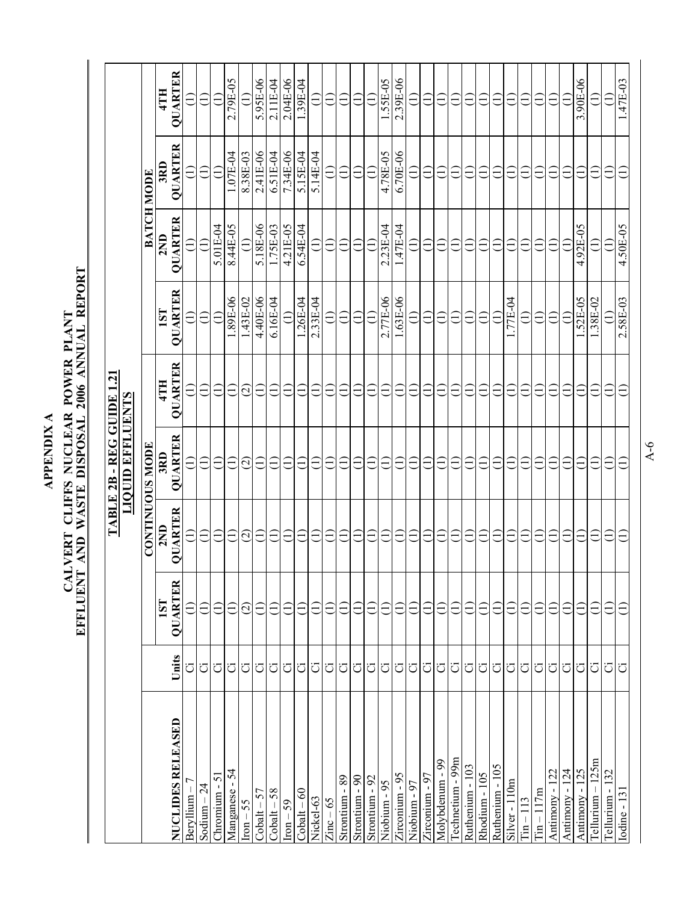# APPENDIX A

## CALVERT CLIFFS NUCLEAR POWER PLANT
## EFFLUENT AND WASTE DISPOSAL 2006 ANNUAL REPORT

### TABLE 2B - REG GUIDE 1.21
### LIQUID EFFLUENTS

| NUCLIDES RELEASED | Units | CONTINUOUS MODE | | | | BATCH MODE | | | |
|---|---|---|---|---|---|---|---|---|---|
| | | 1ST QUARTER | 2ND QUARTER | 3RD QUARTER | 4TH QUARTER | 1ST QUARTER | 2ND QUARTER | 3RD QUARTER | 4TH QUARTER |
| Beryllium – 7 | Ci | (1) | (1) | (1) | (1) | (1) | (1) | (1) | (1) |
| Sodium – 24 | Ci | (1) | (1) | (1) | (1) | (1) | (1) | (1) | (1) |
| Chromium - 51 | Ci | (1) | (1) | (1) | (1) | (1) | 5.01E-04 | (1) | (1) |
| Manganese - 54 | Ci | (1) | (1) | (1) | (1) | 1.89E-06 | 8.44E-05 | 1.07E-04 | 2.79E-05 |
| Iron – 55 | Ci | (2) | (2) | (2) | (2) | 1.43E-02 | (1) | 8.38E-03 | (1) |
| Cobalt – 57 | Ci | (1) | (1) | (1) | (1) | 4.40E-06 | 5.18E-06 | 2.41E-06 | 5.95E-06 |
| Cobalt – 58 | Ci | (1) | (1) | (1) | (1) | 6.16E-04 | 1.75E-03 | 6.51E-04 | 2.11E-04 |
| Iron – 59 | Ci | (1) | (1) | (1) | (1) | (1) | 4.21E-05 | 7.34E-06 | 2.04E-06 |
| Cobalt – 60 | Ci | (1) | (1) | (1) | (1) | 1.26E-04 | 6.54E-04 | 5.15E-04 | 1.39E-04 |
| Nickel-63 | Ci | (1) | (1) | (1) | (1) | 2.33E-04 | (1) | 5.14E-04 | (1) |
| Zinc – 65 | Ci | (1) | (1) | (1) | (1) | (1) | (1) | (1) | (1) |
| Strontium - 89 | Ci | (1) | (1) | (1) | (1) | (1) | (1) | (1) | (1) |
| Strontium - 90 | Ci | (1) | (1) | (1) | (1) | (1) | (1) | (1) | (1) |
| Strontium - 92 | Ci | (1) | (1) | (1) | (1) | (1) | (1) | (1) | (1) |
| Niobium - 95 | Ci | (1) | (1) | (1) | (1) | 2.77E-06 | 2.23E-04 | 4.78E-05 | 1.55E-05 |
| Zirconium - 95 | Ci | (1) | (1) | (1) | (1) | 1.63E-06 | 1.47E-04 | 6.70E-06 | 2.39E-06 |
| Niobium - 97 | Ci | (1) | (1) | (1) | (1) | (1) | (1) | (1) | (1) |
| Zirconium - 97 | Ci | (1) | (1) | (1) | (1) | (1) | (1) | (1) | (1) |
| Molybdenum - 99 | Ci | (1) | (1) | (1) | (1) | (1) | (1) | (1) | (1) |
| Technetium - 99m | Ci | (1) | (1) | (1) | (1) | (1) | (1) | (1) | (1) |
| Ruthenium - 103 | Ci | (1) | (1) | (1) | (1) | (1) | (1) | (1) | (1) |
| Rhodium - 105 | Ci | (1) | (1) | (1) | (1) | (1) | (1) | (1) | (1) |
| Ruthenium - 105 | Ci | (1) | (1) | (1) | (1) | (1) | (1) | (1) | (1) |
| Silver - 110m | Ci | (1) | (1) | (1) | (1) | 1.77E-04 | (1) | (1) | (1) |
| Tin – 113 | Ci | (1) | (1) | (1) | (1) | (1) | (1) | (1) | (1) |
| Tin – 117m | Ci | (1) | (1) | (1) | (1) | (1) | (1) | (1) | (1) |
| Antimony - 122 | Ci | (1) | (1) | (1) | (1) | (1) | (1) | (1) | (1) |
| Antimony - 124 | Ci | (1) | (1) | (1) | (1) | (1) | (1) | (1) | (1) |
| Antimony - 125 | Ci | (1) | (1) | (1) | (1) | 1.52E-05 | 4.92E-05 | (1) | 3.90E-06 |
| Tellurium – 125m | Ci | (1) | (1) | (1) | (1) | 1.38E-02 | (1) | (1) | (1) |
| Tellurium - 132 | Ci | (1) | (1) | (1) | (1) | (1) | (1) | (1) | (1) |
| Iodine - 131 | Ci | (1) | (1) | (1) | (1) | 2.58E-03 | 4.50E-05 | (1) | 1.47E-03 |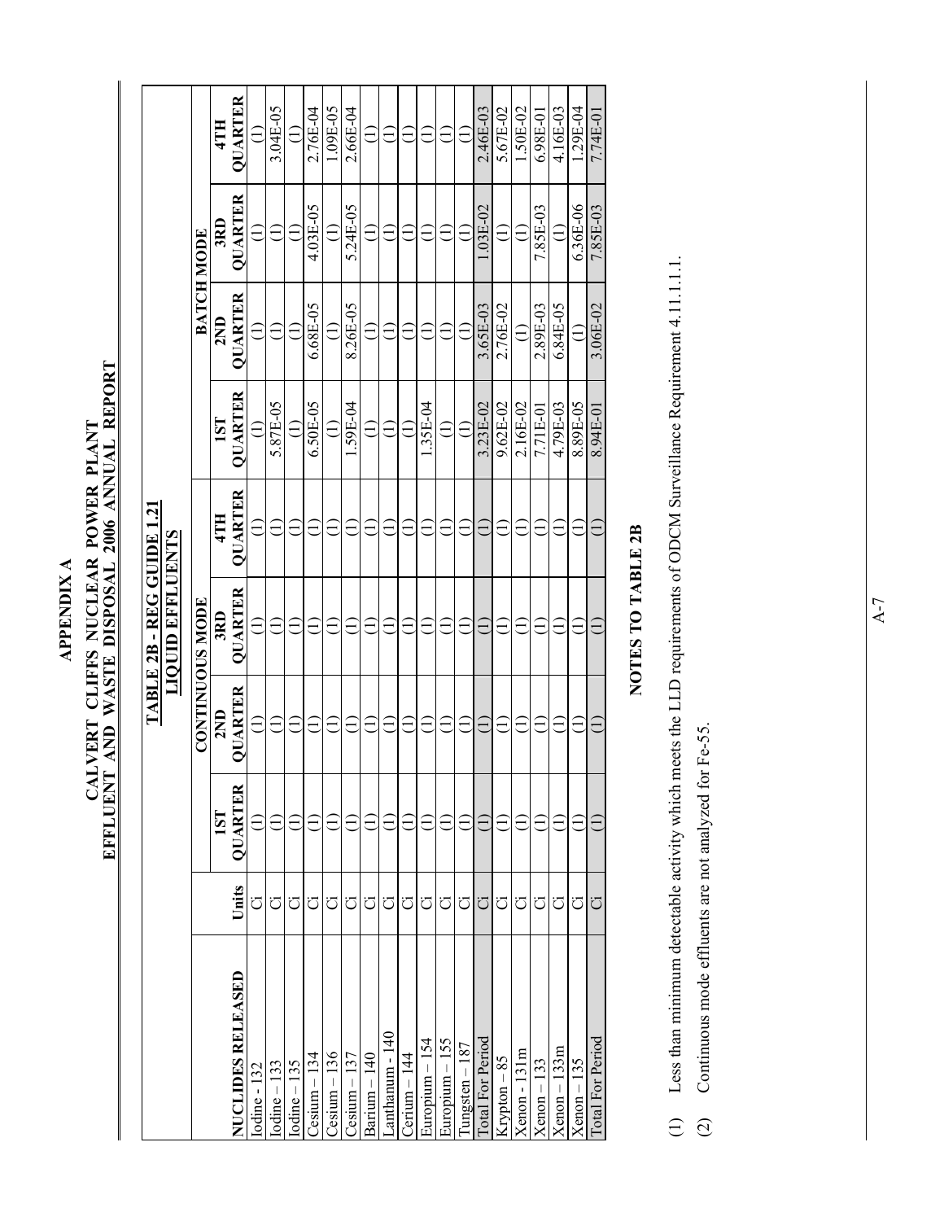# APPENDIX A

## CALVERT CLIFFS NUCLEAR POWER PLANT
## EFFLUENT AND WASTE DISPOSAL 2006 ANNUAL REPORT

### TABLE 2B - REG GUIDE 1.21
### LIQUID EFFLUENTS

| | | CONTINUOUS MODE | | | | BATCH MODE | | | |
|---|---|---|---|---|---|---|---|---|---|
| NUCLIDES RELEASED | Units | 1ST QUARTER | 2ND QUARTER | 3RD QUARTER | 4TH QUARTER | 1ST QUARTER | 2ND QUARTER | 3RD QUARTER | 4TH QUARTER |
| Iodine - 132 | Ci | (1) | (1) | (1) | (1) | (1) | (1) | (1) | (1) |
| Iodine – 133 | Ci | (1) | (1) | (1) | (1) | 5.87E-05 | (1) | (1) | 3.04E-05 |
| Iodine – 135 | Ci | (1) | (1) | (1) | (1) | (1) | (1) | (1) | (1) |
| Cesium – 134 | Ci | (1) | (1) | (1) | (1) | 6.50E-05 | 6.68E-05 | 4.03E-05 | 2.76E-04 |
| Cesium – 136 | Ci | (1) | (1) | (1) | (1) | (1) | (1) | (1) | 1.09E-05 |
| Cesium – 137 | Ci | (1) | (1) | (1) | (1) | 1.59E-04 | 8.26E-05 | 5.24E-05 | 2.66E-04 |
| Barium – 140 | Ci | (1) | (1) | (1) | (1) | (1) | (1) | (1) | (1) |
| Lanthanum - 140 | Ci | (1) | (1) | (1) | (1) | (1) | (1) | (1) | (1) |
| Cerium – 144 | Ci | (1) | (1) | (1) | (1) | (1) | (1) | (1) | (1) |
| Europium – 154 | Ci | (1) | (1) | (1) | (1) | 1.35E-04 | (1) | (1) | (1) |
| Europium – 155 | Ci | (1) | (1) | (1) | (1) | (1) | (1) | (1) | (1) |
| Tungsten – 187 | Ci | (1) | (1) | (1) | (1) | (1) | (1) | (1) | (1) |
| Total For Period | Ci | (1) | (1) | (1) | (1) | 3.23E-02 | 3.65E-03 | 1.03E-02 | 2.46E-03 |
| Krypton – 85 | Ci | (1) | (1) | (1) | (1) | 9.62E-02 | 2.76E-02 | (1) | 5.67E-02 |
| Xenon - 131m | Ci | (1) | (1) | (1) | (1) | 2.16E-02 | (1) | (1) | 1.50E-02 |
| Xenon – 133 | Ci | (1) | (1) | (1) | (1) | 7.71E-01 | 2.89E-03 | 7.85E-03 | 6.98E-01 |
| Xenon – 133m | Ci | (1) | (1) | (1) | (1) | 4.79E-03 | 6.84E-05 | (1) | 4.16E-03 |
| Xenon – 135 | Ci | (1) | (1) | (1) | (1) | 8.89E-05 | (1) | 6.36E-06 | 1.29E-04 |
| Total For Period | Ci | (1) | (1) | (1) | (1) | 8.94E-01 | 3.06E-02 | 7.85E-03 | 7.74E-01 |

### NOTES TO TABLE 2B

(1) Less than minimum detectable activity which meets the LLD requirements of ODCM Surveillance Requirement 4.11.1.1.1.

(2) Continuous mode effluents are not analyzed for Fe-55.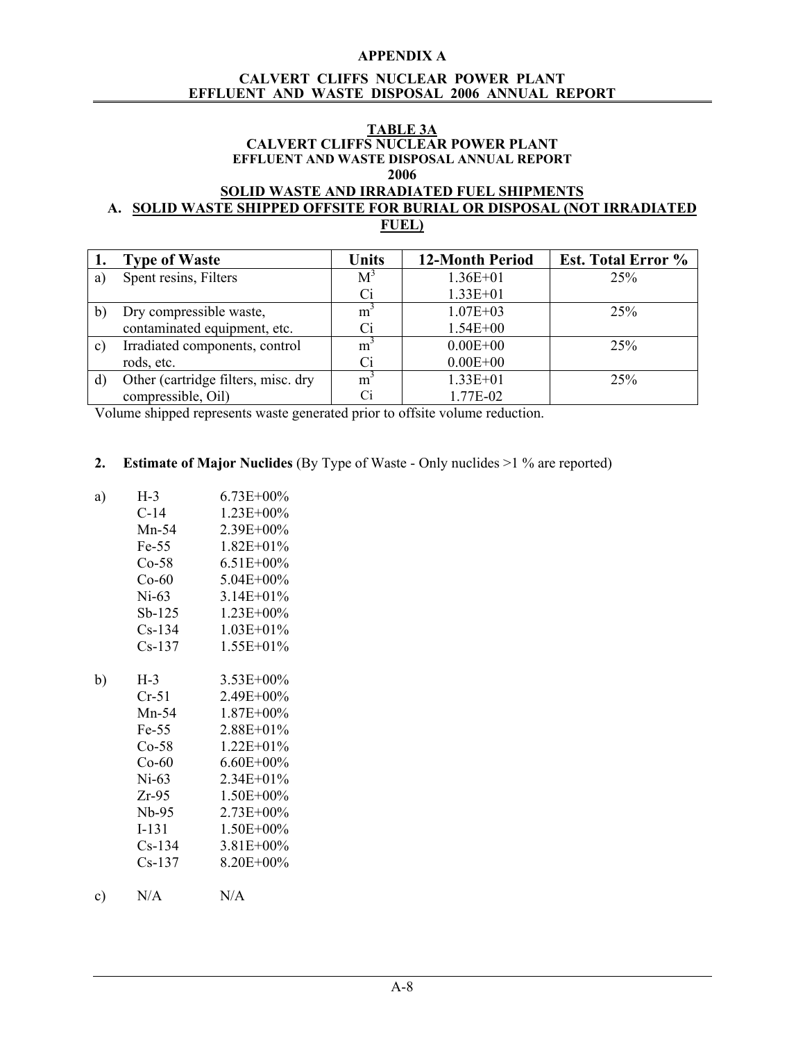**APPENDIX A**

**CALVERT CLIFFS NUCLEAR POWER PLANT**
**EFFLUENT AND WASTE DISPOSAL 2006 ANNUAL REPORT**

**TABLE 3A**
**CALVERT CLIFFS NUCLEAR POWER PLANT**
**EFFLUENT AND WASTE DISPOSAL ANNUAL REPORT**
**2006**

**SOLID WASTE AND IRRADIATED FUEL SHIPMENTS**

**A. SOLID WASTE SHIPPED OFFSITE FOR BURIAL OR DISPOSAL (NOT IRRADIATED FUEL)**

| 1. | Type of Waste | Units | 12-Month Period | Est. Total Error % |
|---|---|---|---|---|
| a) | Spent resins, Filters | $M^3$ | 1.36E+01 | 25% |
| | | Ci | 1.33E+01 | |
| b) | Dry compressible waste, contaminated equipment, etc. | $m^3$ | 1.07E+03 | 25% |
| | | Ci | 1.54E+00 | |
| c) | Irradiated components, control rods, etc. | $m^3$ | 0.00E+00 | 25% |
| | | Ci | 0.00E+00 | |
| d) | Other (cartridge filters, misc. dry compressible, Oil) | $m^3$ | 1.33E+01 | 25% |
| | | Ci | 1.77E-02 | |

Volume shipped represents waste generated prior to offsite volume reduction.

**2. Estimate of Major Nuclides** (By Type of Waste - Only nuclides >1 % are reported)

a)

| Nuclide | % |
|---|---|
| H-3 | 6.73E+00% |
| C-14 | 1.23E+00% |
| Mn-54 | 2.39E+00% |
| Fe-55 | 1.82E+01% |
| Co-58 | 6.51E+00% |
| Co-60 | 5.04E+00% |
| Ni-63 | 3.14E+01% |
| Sb-125 | 1.23E+00% |
| Cs-134 | 1.03E+01% |
| Cs-137 | 1.55E+01% |

b)

| Nuclide | % |
|---|---|
| H-3 | 3.53E+00% |
| Cr-51 | 2.49E+00% |
| Mn-54 | 1.87E+00% |
| Fe-55 | 2.88E+01% |
| Co-58 | 1.22E+01% |
| Co-60 | 6.60E+00% |
| Ni-63 | 2.34E+01% |
| Zr-95 | 1.50E+00% |
| Nb-95 | 2.73E+00% |
| I-131 | 1.50E+00% |
| Cs-134 | 3.81E+00% |
| Cs-137 | 8.20E+00% |

c) N/A N/A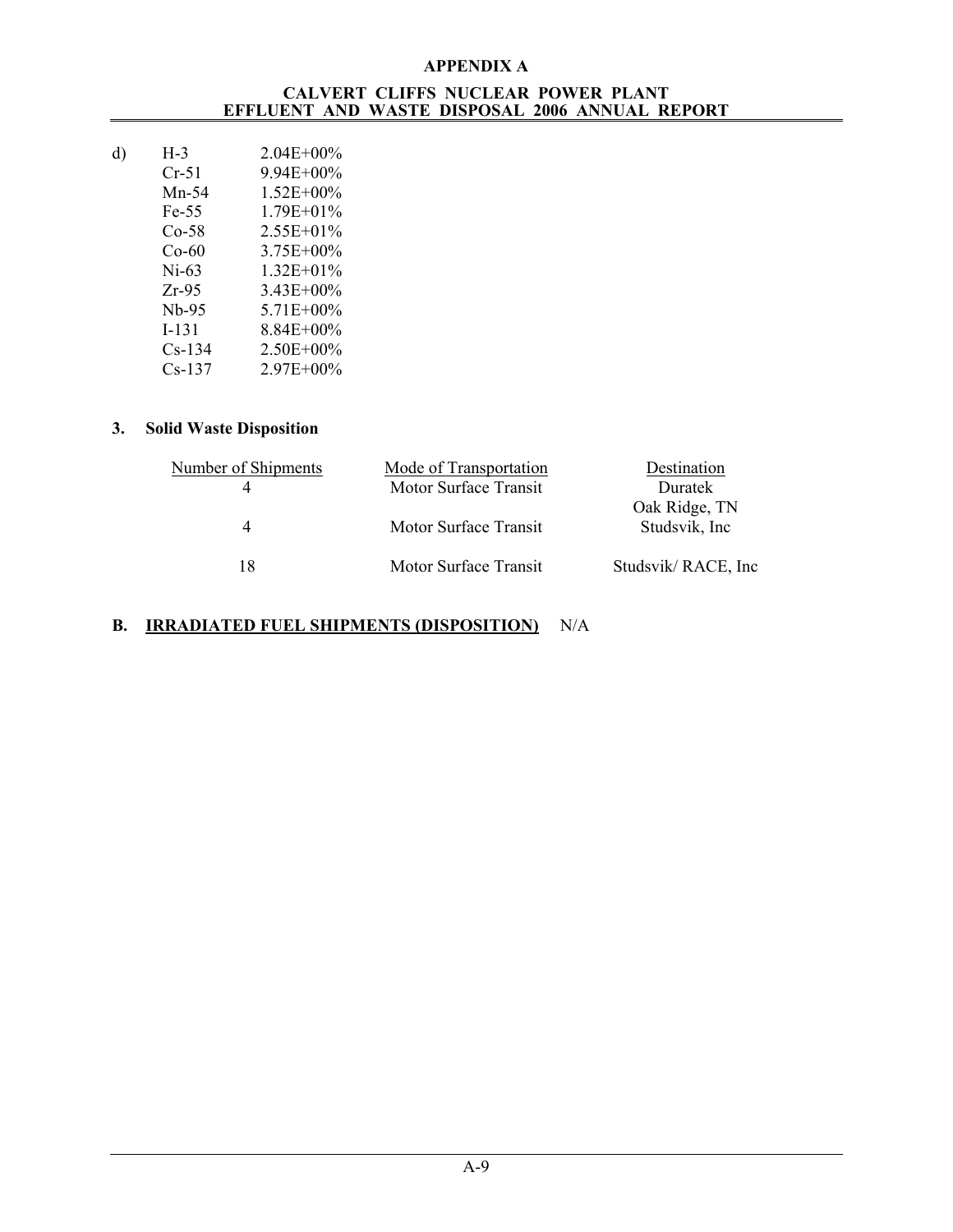d)

| | |
|---|---|
| H-3 | 2.04E+00% |
| Cr-51 | 9.94E+00% |
| Mn-54 | 1.52E+00% |
| Fe-55 | 1.79E+01% |
| Co-58 | 2.55E+01% |
| Co-60 | 3.75E+00% |
| Ni-63 | 1.32E+01% |
| Zr-95 | 3.43E+00% |
| Nb-95 | 5.71E+00% |
| I-131 | 8.84E+00% |
| Cs-134 | 2.50E+00% |
| Cs-137 | 2.97E+00% |

### 3. Solid Waste Disposition

| Number of Shipments | Mode of Transportation | Destination |
|---|---|---|
| 4 | Motor Surface Transit | Duratek Oak Ridge, TN |
| 4 | Motor Surface Transit | Studsvik, Inc |
| 18 | Motor Surface Transit | Studsvik/ RACE, Inc |

## B. IRRADIATED FUEL SHIPMENTS (DISPOSITION) N/A